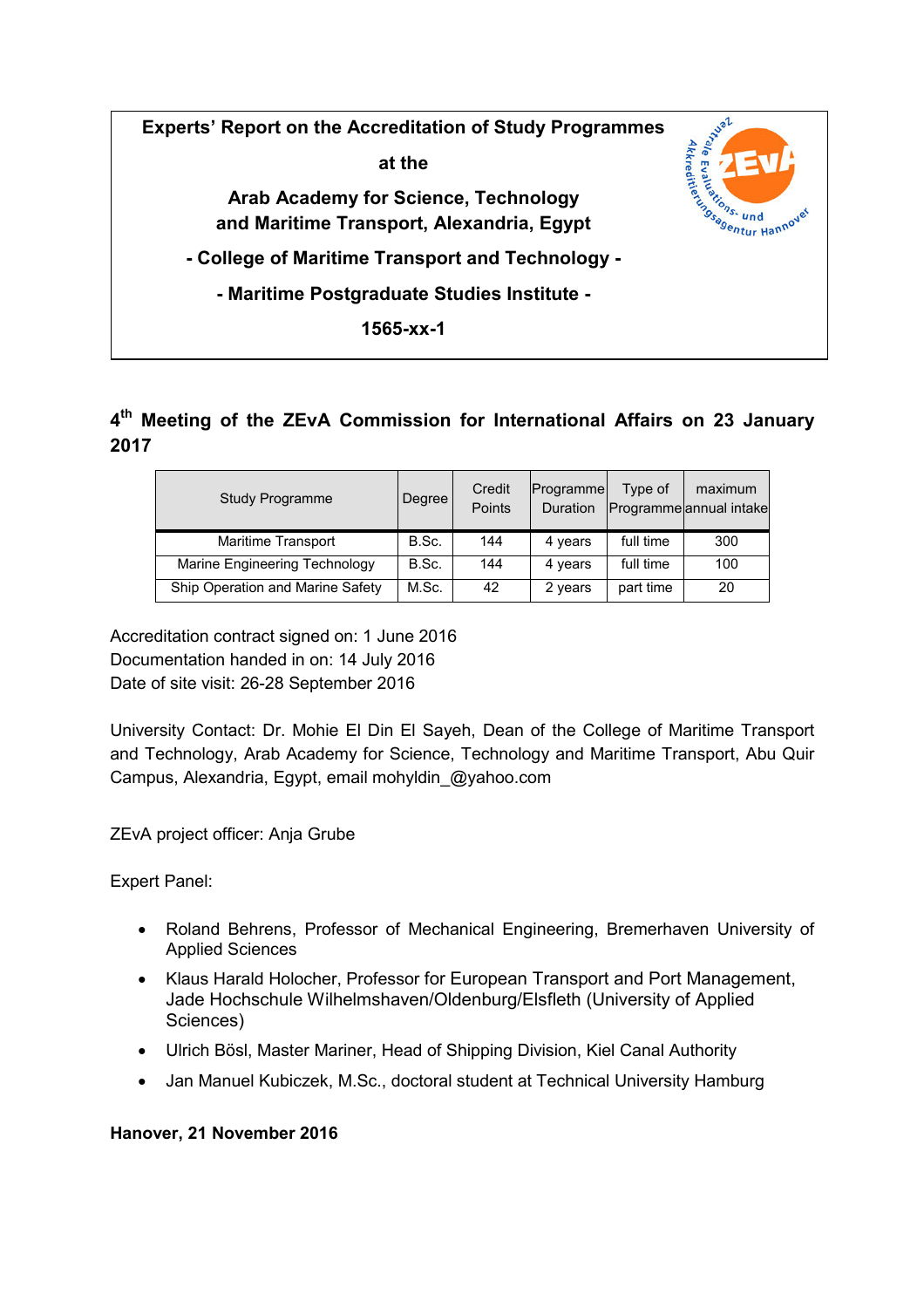**Experts' Report on the Accreditation of Study Programmes**

**at the**

**Arab Academy for Science, Technology and Maritime Transport, Alexandria, Egypt**

**- College of Maritime Transport and Technology -**

**- Maritime Postgraduate Studies Institute -**

**1565-xx-1**

## 4th Meeting of the ZEvA Commission for International Affairs on 23 January 2017

| Study Programme | Degree | Credit Points | Programme Duration | Type of Programme | maximum annual intake |
|---|---|---|---|---|---|
| Maritime Transport | B.Sc. | 144 | 4 years | full time | 300 |
| Marine Engineering Technology | B.Sc. | 144 | 4 years | full time | 100 |
| Ship Operation and Marine Safety | M.Sc. | 42 | 2 years | part time | 20 |

Accreditation contract signed on: 1 June 2016
Documentation handed in on: 14 July 2016
Date of site visit: 26-28 September 2016

University Contact: Dr. Mohie El Din El Sayeh, Dean of the College of Maritime Transport and Technology, Arab Academy for Science, Technology and Maritime Transport, Abu Quir Campus, Alexandria, Egypt, email mohyldin_@yahoo.com

ZEvA project officer: Anja Grube

Expert Panel:

- Roland Behrens, Professor of Mechanical Engineering, Bremerhaven University of Applied Sciences
- Klaus Harald Holocher, Professor for European Transport and Port Management, Jade Hochschule Wilhelmshaven/Oldenburg/Elsfleth (University of Applied Sciences)
- Ulrich Bösl, Master Mariner, Head of Shipping Division, Kiel Canal Authority
- Jan Manuel Kubiczek, M.Sc., doctoral student at Technical University Hamburg

**Hanover, 21 November 2016**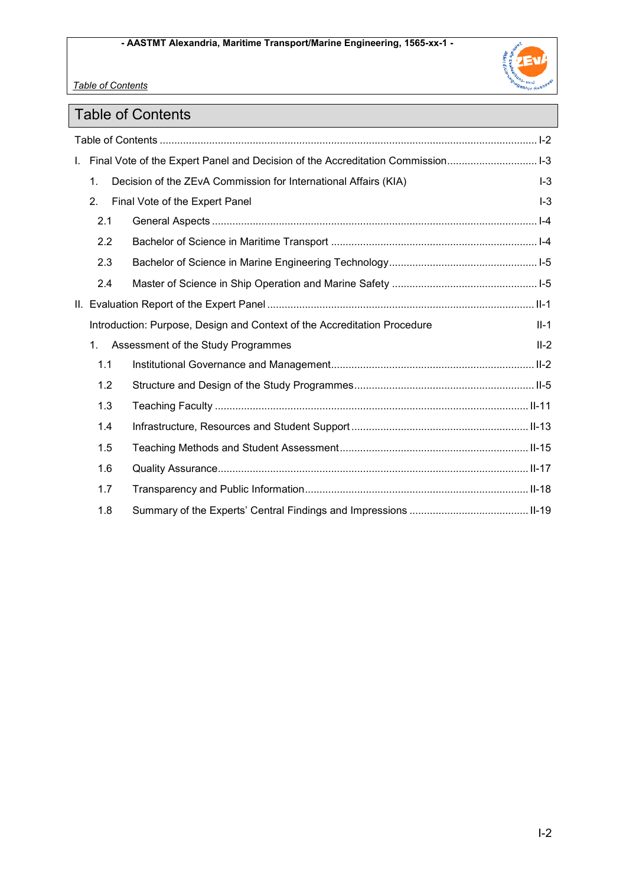# Table of Contents

Table of Contents ........................................................................................................................... I-2

I. Final Vote of the Expert Panel and Decision of the Accreditation Commission.............................. I-3

  1. Decision of the ZEvA Commission for International Affairs (KIA) I-3

  2. Final Vote of the Expert Panel I-3

    2.1 General Aspects .............................................................................................................. I-4

    2.2 Bachelor of Science in Maritime Transport ...................................................................... I-4

    2.3 Bachelor of Science in Marine Engineering Technology.................................................. I-5

    2.4 Master of Science in Ship Operation and Marine Safety ................................................. I-5

II. Evaluation Report of the Expert Panel ......................................................................................... II-1

  Introduction: Purpose, Design and Context of the Accreditation Procedure II-1

  1. Assessment of the Study Programmes II-2

    1.1 Institutional Governance and Management..................................................................... II-2

    1.2 Structure and Design of the Study Programmes............................................................. II-5

    1.3 Teaching Faculty ............................................................................................................ II-11

    1.4 Infrastructure, Resources and Student Support ............................................................ II-13

    1.5 Teaching Methods and Student Assessment................................................................ II-15

    1.6 Quality Assurance.......................................................................................................... II-17

    1.7 Transparency and Public Information............................................................................ II-18

    1.8 Summary of the Experts' Central Findings and Impressions ......................................... II-19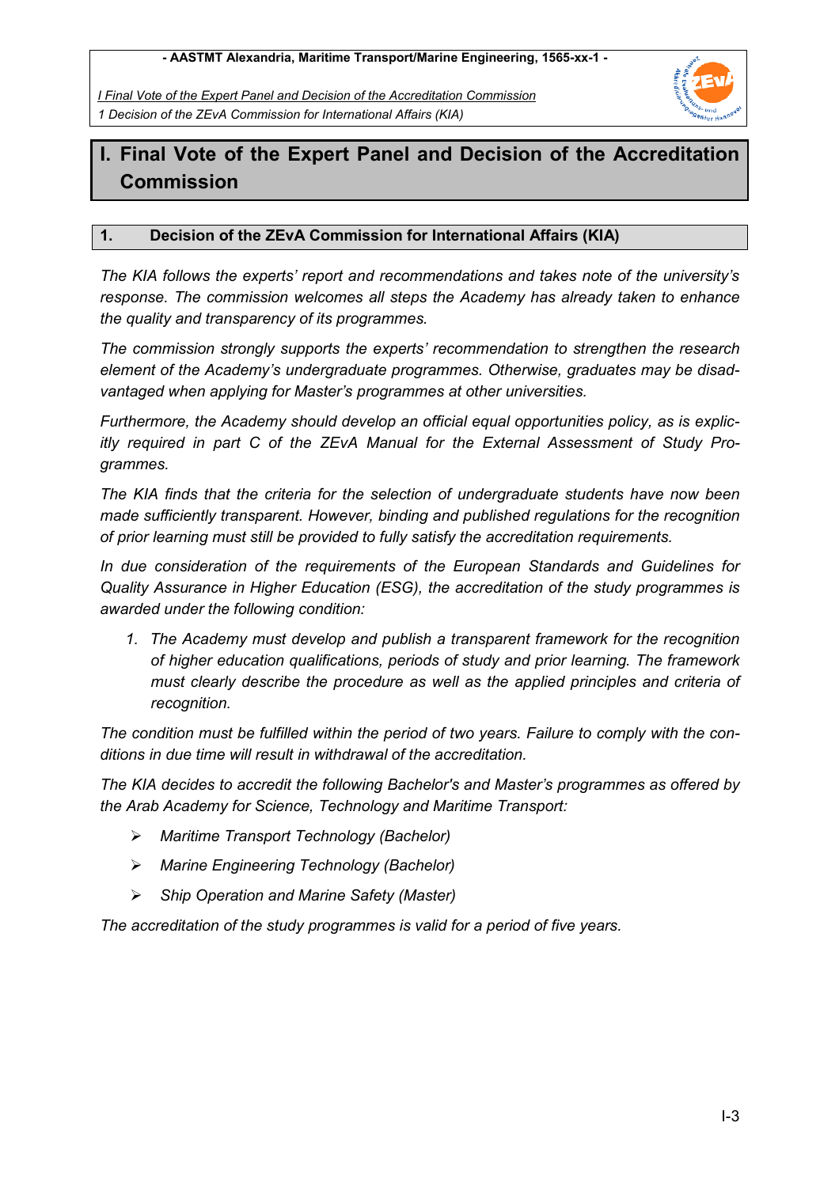# I. Final Vote of the Expert Panel and Decision of the Accreditation Commission

## 1. Decision of the ZEvA Commission for International Affairs (KIA)

*The KIA follows the experts' report and recommendations and takes note of the university's response. The commission welcomes all steps the Academy has already taken to enhance the quality and transparency of its programmes.*

*The commission strongly supports the experts' recommendation to strengthen the research element of the Academy's undergraduate programmes. Otherwise, graduates may be disadvantaged when applying for Master's programmes at other universities.*

*Furthermore, the Academy should develop an official equal opportunities policy, as is explicitly required in part C of the ZEvA Manual for the External Assessment of Study Programmes.*

*The KIA finds that the criteria for the selection of undergraduate students have now been made sufficiently transparent. However, binding and published regulations for the recognition of prior learning must still be provided to fully satisfy the accreditation requirements.*

*In due consideration of the requirements of the European Standards and Guidelines for Quality Assurance in Higher Education (ESG), the accreditation of the study programmes is awarded under the following condition:*

1. *The Academy must develop and publish a transparent framework for the recognition of higher education qualifications, periods of study and prior learning. The framework must clearly describe the procedure as well as the applied principles and criteria of recognition.*

*The condition must be fulfilled within the period of two years. Failure to comply with the conditions in due time will result in withdrawal of the accreditation.*

*The KIA decides to accredit the following Bachelor's and Master's programmes as offered by the Arab Academy for Science, Technology and Maritime Transport:*

- *Maritime Transport Technology (Bachelor)*
- *Marine Engineering Technology (Bachelor)*
- *Ship Operation and Marine Safety (Master)*

*The accreditation of the study programmes is valid for a period of five years.*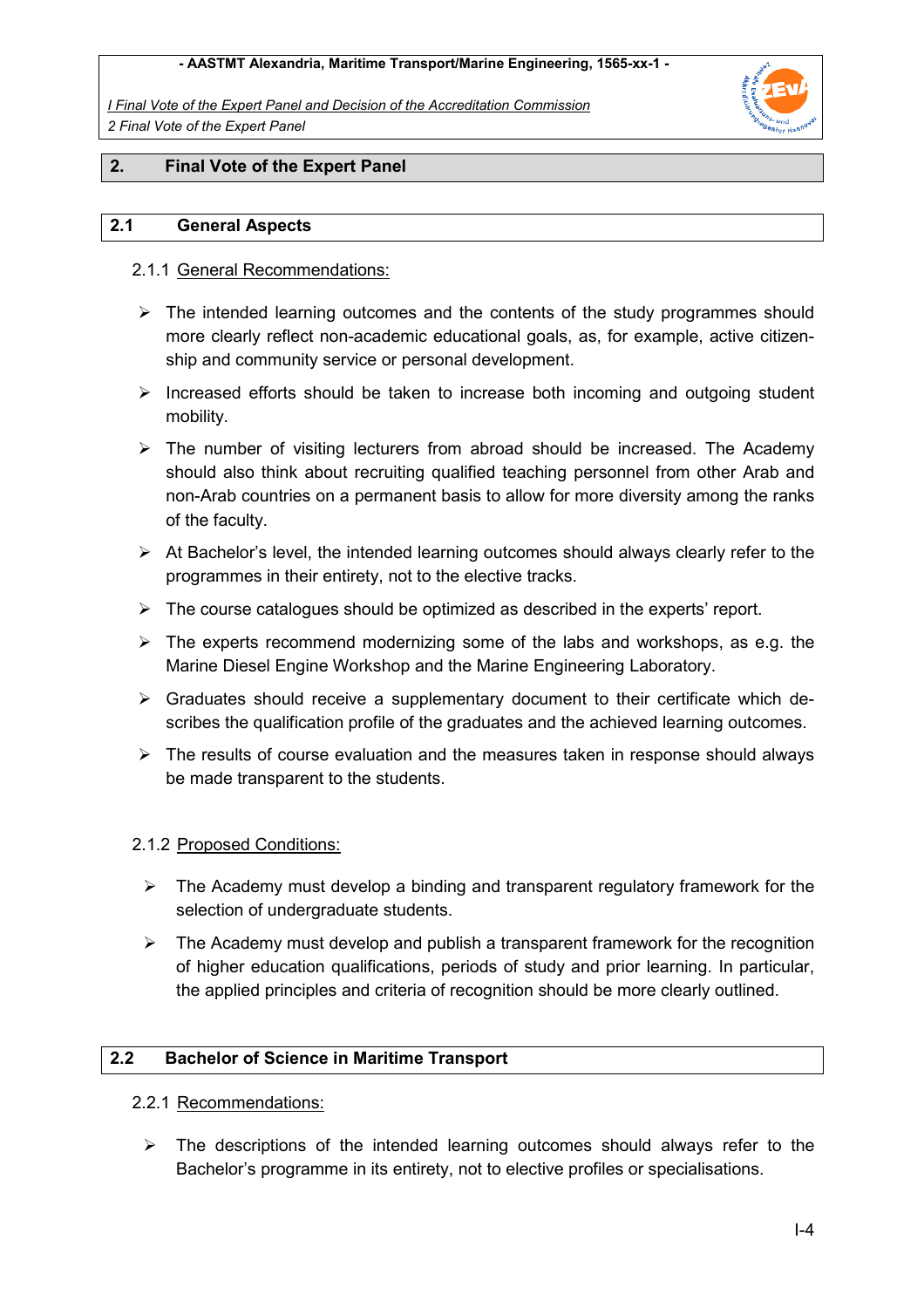## 2. Final Vote of the Expert Panel

### 2.1 General Aspects

#### 2.1.1 General Recommendations:

- The intended learning outcomes and the contents of the study programmes should more clearly reflect non-academic educational goals, as, for example, active citizenship and community service or personal development.
- Increased efforts should be taken to increase both incoming and outgoing student mobility.
- The number of visiting lecturers from abroad should be increased. The Academy should also think about recruiting qualified teaching personnel from other Arab and non-Arab countries on a permanent basis to allow for more diversity among the ranks of the faculty.
- At Bachelor's level, the intended learning outcomes should always clearly refer to the programmes in their entirety, not to the elective tracks.
- The course catalogues should be optimized as described in the experts' report.
- The experts recommend modernizing some of the labs and workshops, as e.g. the Marine Diesel Engine Workshop and the Marine Engineering Laboratory.
- Graduates should receive a supplementary document to their certificate which describes the qualification profile of the graduates and the achieved learning outcomes.
- The results of course evaluation and the measures taken in response should always be made transparent to the students.

#### 2.1.2 Proposed Conditions:

- The Academy must develop a binding and transparent regulatory framework for the selection of undergraduate students.
- The Academy must develop and publish a transparent framework for the recognition of higher education qualifications, periods of study and prior learning. In particular, the applied principles and criteria of recognition should be more clearly outlined.

### 2.2 Bachelor of Science in Maritime Transport

#### 2.2.1 Recommendations:

- The descriptions of the intended learning outcomes should always refer to the Bachelor's programme in its entirety, not to elective profiles or specialisations.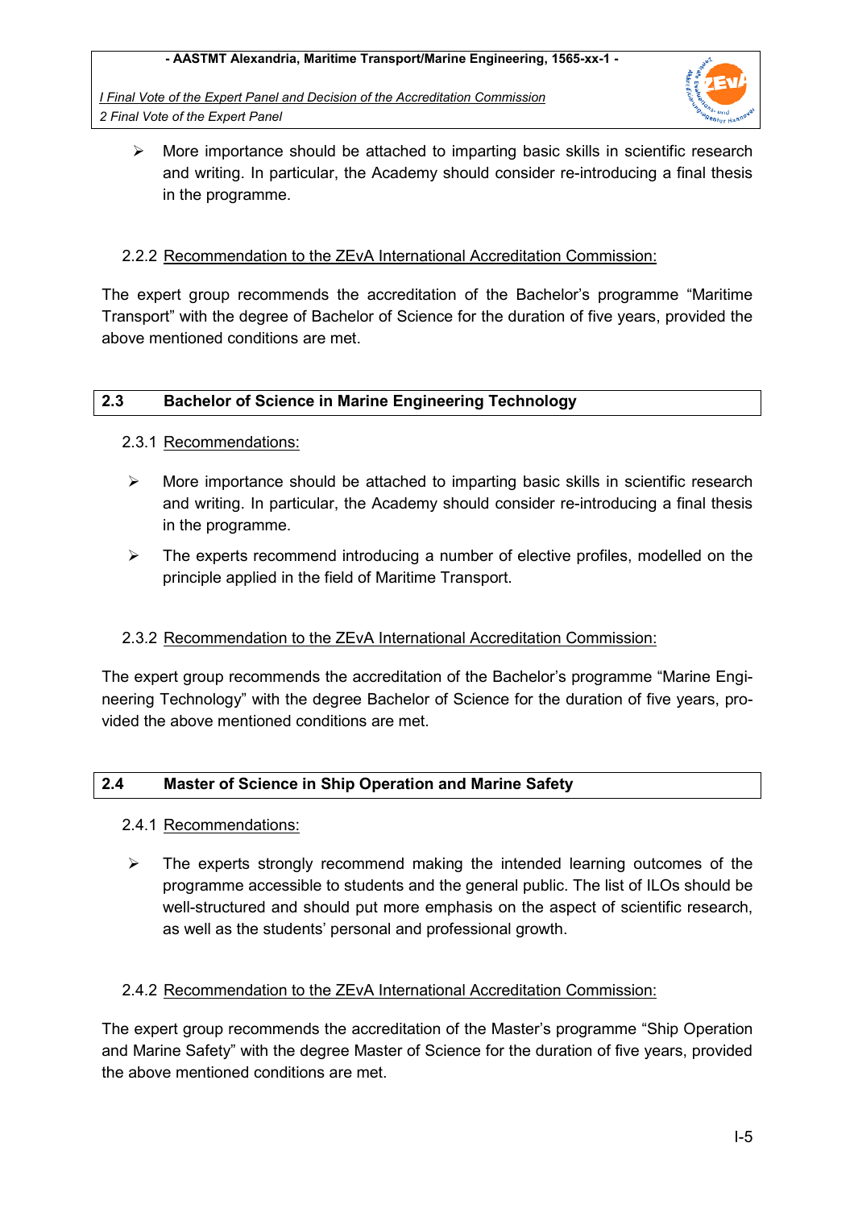- More importance should be attached to imparting basic skills in scientific research and writing. In particular, the Academy should consider re-introducing a final thesis in the programme.

#### 2.2.2 Recommendation to the ZEvA International Accreditation Commission:

The expert group recommends the accreditation of the Bachelor's programme "Maritime Transport" with the degree of Bachelor of Science for the duration of five years, provided the above mentioned conditions are met.

### 2.3 Bachelor of Science in Marine Engineering Technology

#### 2.3.1 Recommendations:

- More importance should be attached to imparting basic skills in scientific research and writing. In particular, the Academy should consider re-introducing a final thesis in the programme.
- The experts recommend introducing a number of elective profiles, modelled on the principle applied in the field of Maritime Transport.

#### 2.3.2 Recommendation to the ZEvA International Accreditation Commission:

The expert group recommends the accreditation of the Bachelor's programme "Marine Engineering Technology" with the degree Bachelor of Science for the duration of five years, provided the above mentioned conditions are met.

### 2.4 Master of Science in Ship Operation and Marine Safety

#### 2.4.1 Recommendations:

- The experts strongly recommend making the intended learning outcomes of the programme accessible to students and the general public. The list of ILOs should be well-structured and should put more emphasis on the aspect of scientific research, as well as the students' personal and professional growth.

#### 2.4.2 Recommendation to the ZEvA International Accreditation Commission:

The expert group recommends the accreditation of the Master's programme "Ship Operation and Marine Safety" with the degree Master of Science for the duration of five years, provided the above mentioned conditions are met.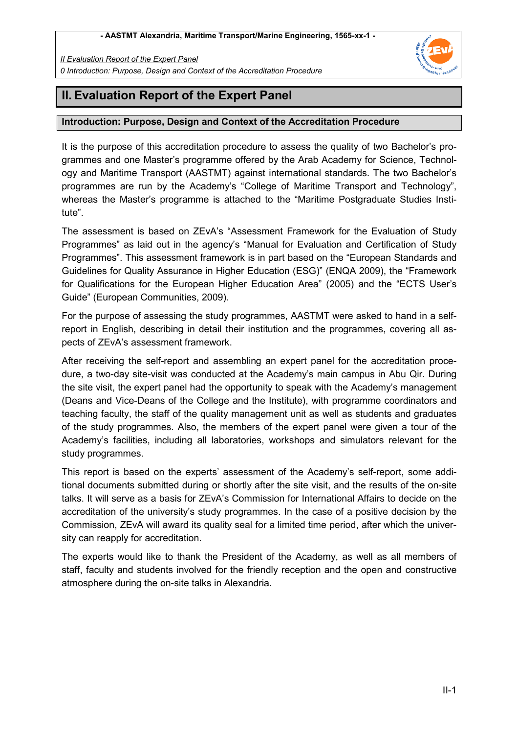# II. Evaluation Report of the Expert Panel

## Introduction: Purpose, Design and Context of the Accreditation Procedure

It is the purpose of this accreditation procedure to assess the quality of two Bachelor's programmes and one Master's programme offered by the Arab Academy for Science, Technology and Maritime Transport (AASTMT) against international standards. The two Bachelor's programmes are run by the Academy's "College of Maritime Transport and Technology", whereas the Master's programme is attached to the "Maritime Postgraduate Studies Institute".

The assessment is based on ZEvA's "Assessment Framework for the Evaluation of Study Programmes" as laid out in the agency's "Manual for Evaluation and Certification of Study Programmes". This assessment framework is in part based on the "European Standards and Guidelines for Quality Assurance in Higher Education (ESG)" (ENQA 2009), the "Framework for Qualifications for the European Higher Education Area" (2005) and the "ECTS User's Guide" (European Communities, 2009).

For the purpose of assessing the study programmes, AASTMT were asked to hand in a self-report in English, describing in detail their institution and the programmes, covering all aspects of ZEvA's assessment framework.

After receiving the self-report and assembling an expert panel for the accreditation procedure, a two-day site-visit was conducted at the Academy's main campus in Abu Qir. During the site visit, the expert panel had the opportunity to speak with the Academy's management (Deans and Vice-Deans of the College and the Institute), with programme coordinators and teaching faculty, the staff of the quality management unit as well as students and graduates of the study programmes. Also, the members of the expert panel were given a tour of the Academy's facilities, including all laboratories, workshops and simulators relevant for the study programmes.

This report is based on the experts' assessment of the Academy's self-report, some additional documents submitted during or shortly after the site visit, and the results of the on-site talks. It will serve as a basis for ZEvA's Commission for International Affairs to decide on the accreditation of the university's study programmes. In the case of a positive decision by the Commission, ZEvA will award its quality seal for a limited time period, after which the university can reapply for accreditation.

The experts would like to thank the President of the Academy, as well as all members of staff, faculty and students involved for the friendly reception and the open and constructive atmosphere during the on-site talks in Alexandria.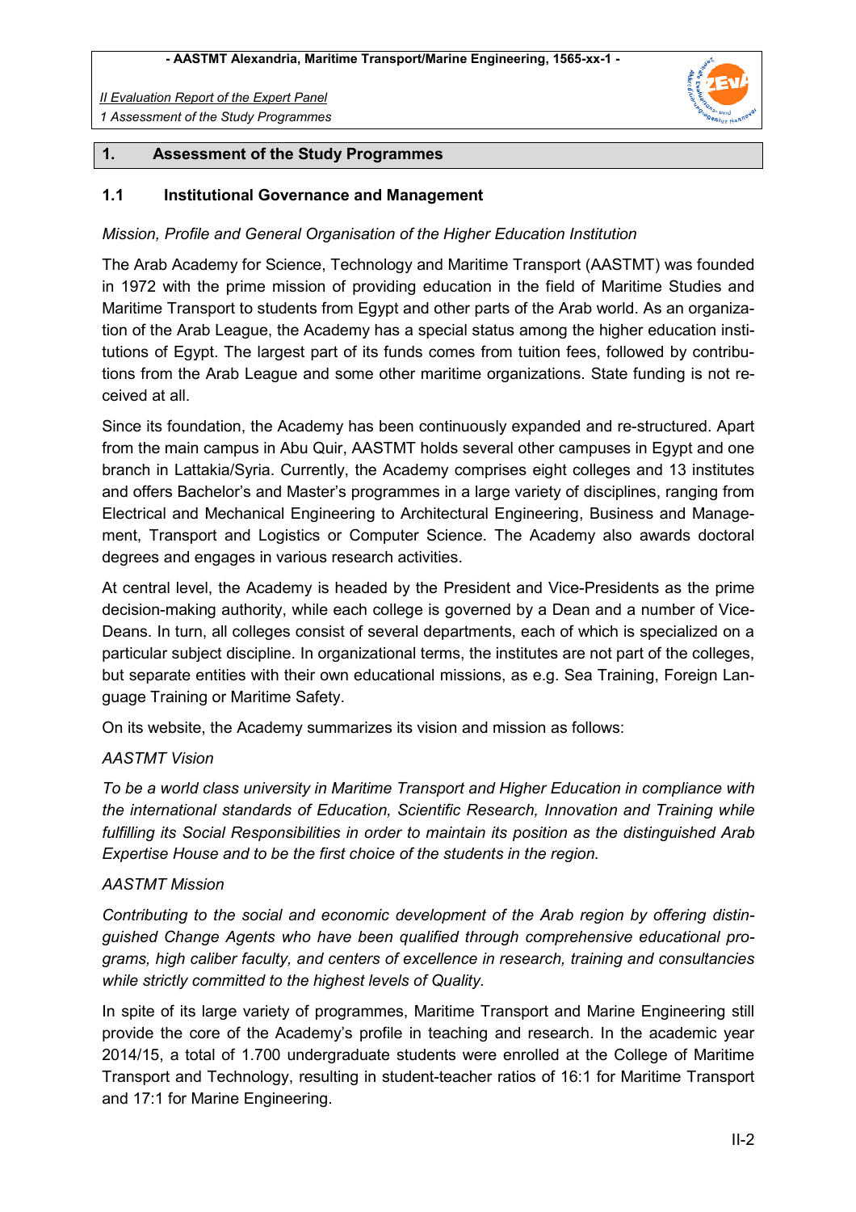## 1. Assessment of the Study Programmes

### 1.1 Institutional Governance and Management

*Mission, Profile and General Organisation of the Higher Education Institution*

The Arab Academy for Science, Technology and Maritime Transport (AASTMT) was founded in 1972 with the prime mission of providing education in the field of Maritime Studies and Maritime Transport to students from Egypt and other parts of the Arab world. As an organization of the Arab League, the Academy has a special status among the higher education institutions of Egypt. The largest part of its funds comes from tuition fees, followed by contributions from the Arab League and some other maritime organizations. State funding is not received at all.

Since its foundation, the Academy has been continuously expanded and re-structured. Apart from the main campus in Abu Quir, AASTMT holds several other campuses in Egypt and one branch in Lattakia/Syria. Currently, the Academy comprises eight colleges and 13 institutes and offers Bachelor's and Master's programmes in a large variety of disciplines, ranging from Electrical and Mechanical Engineering to Architectural Engineering, Business and Management, Transport and Logistics or Computer Science. The Academy also awards doctoral degrees and engages in various research activities.

At central level, the Academy is headed by the President and Vice-Presidents as the prime decision-making authority, while each college is governed by a Dean and a number of Vice-Deans. In turn, all colleges consist of several departments, each of which is specialized on a particular subject discipline. In organizational terms, the institutes are not part of the colleges, but separate entities with their own educational missions, as e.g. Sea Training, Foreign Language Training or Maritime Safety.

On its website, the Academy summarizes its vision and mission as follows:

*AASTMT Vision*

*To be a world class university in Maritime Transport and Higher Education in compliance with the international standards of Education, Scientific Research, Innovation and Training while fulfilling its Social Responsibilities in order to maintain its position as the distinguished Arab Expertise House and to be the first choice of the students in the region.*

*AASTMT Mission*

*Contributing to the social and economic development of the Arab region by offering distinguished Change Agents who have been qualified through comprehensive educational programs, high caliber faculty, and centers of excellence in research, training and consultancies while strictly committed to the highest levels of Quality.*

In spite of its large variety of programmes, Maritime Transport and Marine Engineering still provide the core of the Academy's profile in teaching and research. In the academic year 2014/15, a total of 1.700 undergraduate students were enrolled at the College of Maritime Transport and Technology, resulting in student-teacher ratios of 16:1 for Maritime Transport and 17:1 for Marine Engineering.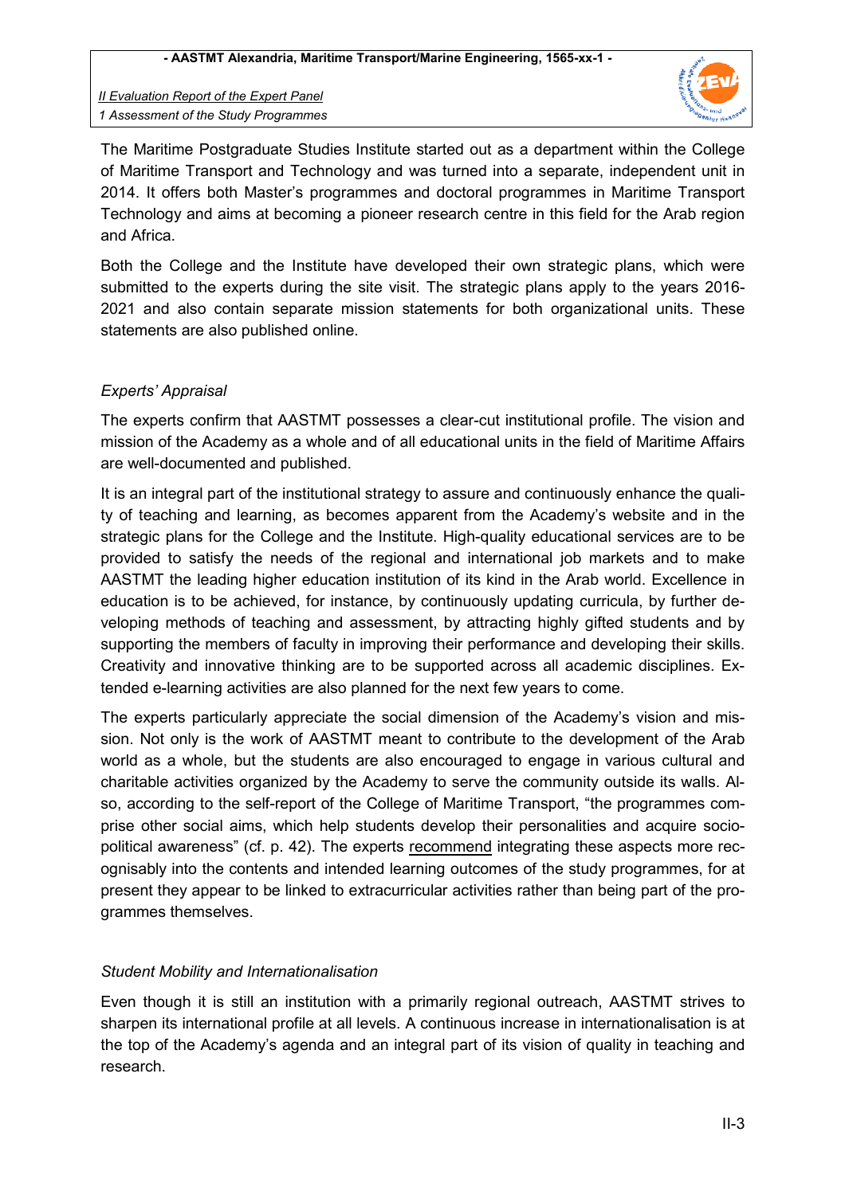The Maritime Postgraduate Studies Institute started out as a department within the College of Maritime Transport and Technology and was turned into a separate, independent unit in 2014. It offers both Master's programmes and doctoral programmes in Maritime Transport Technology and aims at becoming a pioneer research centre in this field for the Arab region and Africa.

Both the College and the Institute have developed their own strategic plans, which were submitted to the experts during the site visit. The strategic plans apply to the years 2016-2021 and also contain separate mission statements for both organizational units. These statements are also published online.

*Experts' Appraisal*

The experts confirm that AASTMT possesses a clear-cut institutional profile. The vision and mission of the Academy as a whole and of all educational units in the field of Maritime Affairs are well-documented and published.

It is an integral part of the institutional strategy to assure and continuously enhance the quality of teaching and learning, as becomes apparent from the Academy's website and in the strategic plans for the College and the Institute. High-quality educational services are to be provided to satisfy the needs of the regional and international job markets and to make AASTMT the leading higher education institution of its kind in the Arab world. Excellence in education is to be achieved, for instance, by continuously updating curricula, by further developing methods of teaching and assessment, by attracting highly gifted students and by supporting the members of faculty in improving their performance and developing their skills. Creativity and innovative thinking are to be supported across all academic disciplines. Extended e-learning activities are also planned for the next few years to come.

The experts particularly appreciate the social dimension of the Academy's vision and mission. Not only is the work of AASTMT meant to contribute to the development of the Arab world as a whole, but the students are also encouraged to engage in various cultural and charitable activities organized by the Academy to serve the community outside its walls. Also, according to the self-report of the College of Maritime Transport, "the programmes comprise other social aims, which help students develop their personalities and acquire socio-political awareness" (cf. p. 42). The experts recommend integrating these aspects more recognisably into the contents and intended learning outcomes of the study programmes, for at present they appear to be linked to extracurricular activities rather than being part of the programmes themselves.

*Student Mobility and Internationalisation*

Even though it is still an institution with a primarily regional outreach, AASTMT strives to sharpen its international profile at all levels. A continuous increase in internationalisation is at the top of the Academy's agenda and an integral part of its vision of quality in teaching and research.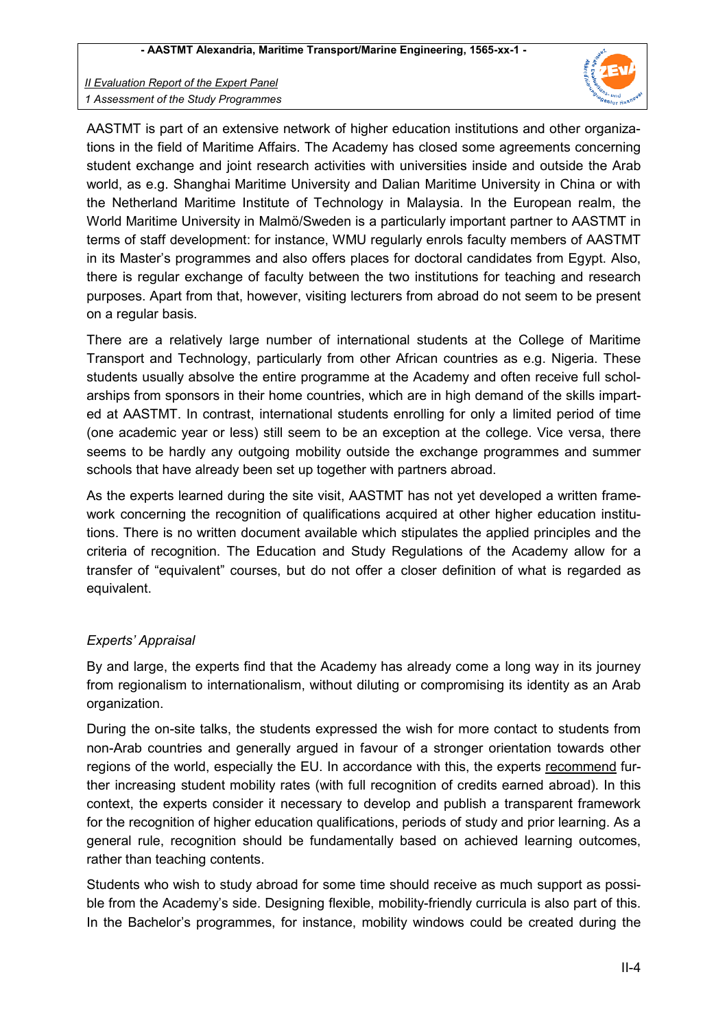AASTMT is part of an extensive network of higher education institutions and other organizations in the field of Maritime Affairs. The Academy has closed some agreements concerning student exchange and joint research activities with universities inside and outside the Arab world, as e.g. Shanghai Maritime University and Dalian Maritime University in China or with the Netherland Maritime Institute of Technology in Malaysia. In the European realm, the World Maritime University in Malmö/Sweden is a particularly important partner to AASTMT in terms of staff development: for instance, WMU regularly enrols faculty members of AASTMT in its Master's programmes and also offers places for doctoral candidates from Egypt. Also, there is regular exchange of faculty between the two institutions for teaching and research purposes. Apart from that, however, visiting lecturers from abroad do not seem to be present on a regular basis.

There are a relatively large number of international students at the College of Maritime Transport and Technology, particularly from other African countries as e.g. Nigeria. These students usually absolve the entire programme at the Academy and often receive full scholarships from sponsors in their home countries, which are in high demand of the skills imparted at AASTMT. In contrast, international students enrolling for only a limited period of time (one academic year or less) still seem to be an exception at the college. Vice versa, there seems to be hardly any outgoing mobility outside the exchange programmes and summer schools that have already been set up together with partners abroad.

As the experts learned during the site visit, AASTMT has not yet developed a written framework concerning the recognition of qualifications acquired at other higher education institutions. There is no written document available which stipulates the applied principles and the criteria of recognition. The Education and Study Regulations of the Academy allow for a transfer of "equivalent" courses, but do not offer a closer definition of what is regarded as equivalent.

*Experts' Appraisal*

By and large, the experts find that the Academy has already come a long way in its journey from regionalism to internationalism, without diluting or compromising its identity as an Arab organization.

During the on-site talks, the students expressed the wish for more contact to students from non-Arab countries and generally argued in favour of a stronger orientation towards other regions of the world, especially the EU. In accordance with this, the experts <u>recommend</u> further increasing student mobility rates (with full recognition of credits earned abroad). In this context, the experts consider it necessary to develop and publish a transparent framework for the recognition of higher education qualifications, periods of study and prior learning. As a general rule, recognition should be fundamentally based on achieved learning outcomes, rather than teaching contents.

Students who wish to study abroad for some time should receive as much support as possible from the Academy's side. Designing flexible, mobility-friendly curricula is also part of this. In the Bachelor's programmes, for instance, mobility windows could be created during the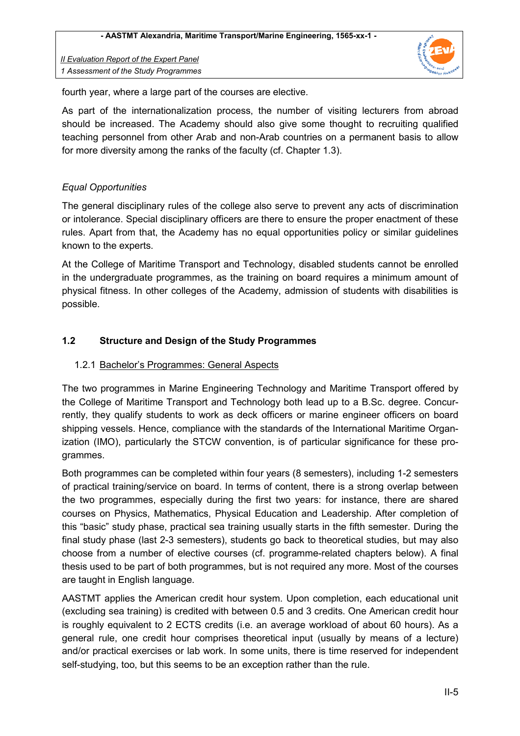fourth year, where a large part of the courses are elective.

As part of the internationalization process, the number of visiting lecturers from abroad should be increased. The Academy should also give some thought to recruiting qualified teaching personnel from other Arab and non-Arab countries on a permanent basis to allow for more diversity among the ranks of the faculty (cf. Chapter 1.3).

*Equal Opportunities*

The general disciplinary rules of the college also serve to prevent any acts of discrimination or intolerance. Special disciplinary officers are there to ensure the proper enactment of these rules. Apart from that, the Academy has no equal opportunities policy or similar guidelines known to the experts.

At the College of Maritime Transport and Technology, disabled students cannot be enrolled in the undergraduate programmes, as the training on board requires a minimum amount of physical fitness. In other colleges of the Academy, admission of students with disabilities is possible.

## 1.2 Structure and Design of the Study Programmes

### 1.2.1 Bachelor's Programmes: General Aspects

The two programmes in Marine Engineering Technology and Maritime Transport offered by the College of Maritime Transport and Technology both lead up to a B.Sc. degree. Concurrently, they qualify students to work as deck officers or marine engineer officers on board shipping vessels. Hence, compliance with the standards of the International Maritime Organization (IMO), particularly the STCW convention, is of particular significance for these programmes.

Both programmes can be completed within four years (8 semesters), including 1-2 semesters of practical training/service on board. In terms of content, there is a strong overlap between the two programmes, especially during the first two years: for instance, there are shared courses on Physics, Mathematics, Physical Education and Leadership. After completion of this "basic" study phase, practical sea training usually starts in the fifth semester. During the final study phase (last 2-3 semesters), students go back to theoretical studies, but may also choose from a number of elective courses (cf. programme-related chapters below). A final thesis used to be part of both programmes, but is not required any more. Most of the courses are taught in English language.

AASTMT applies the American credit hour system. Upon completion, each educational unit (excluding sea training) is credited with between 0.5 and 3 credits. One American credit hour is roughly equivalent to 2 ECTS credits (i.e. an average workload of about 60 hours). As a general rule, one credit hour comprises theoretical input (usually by means of a lecture) and/or practical exercises or lab work. In some units, there is time reserved for independent self-studying, too, but this seems to be an exception rather than the rule.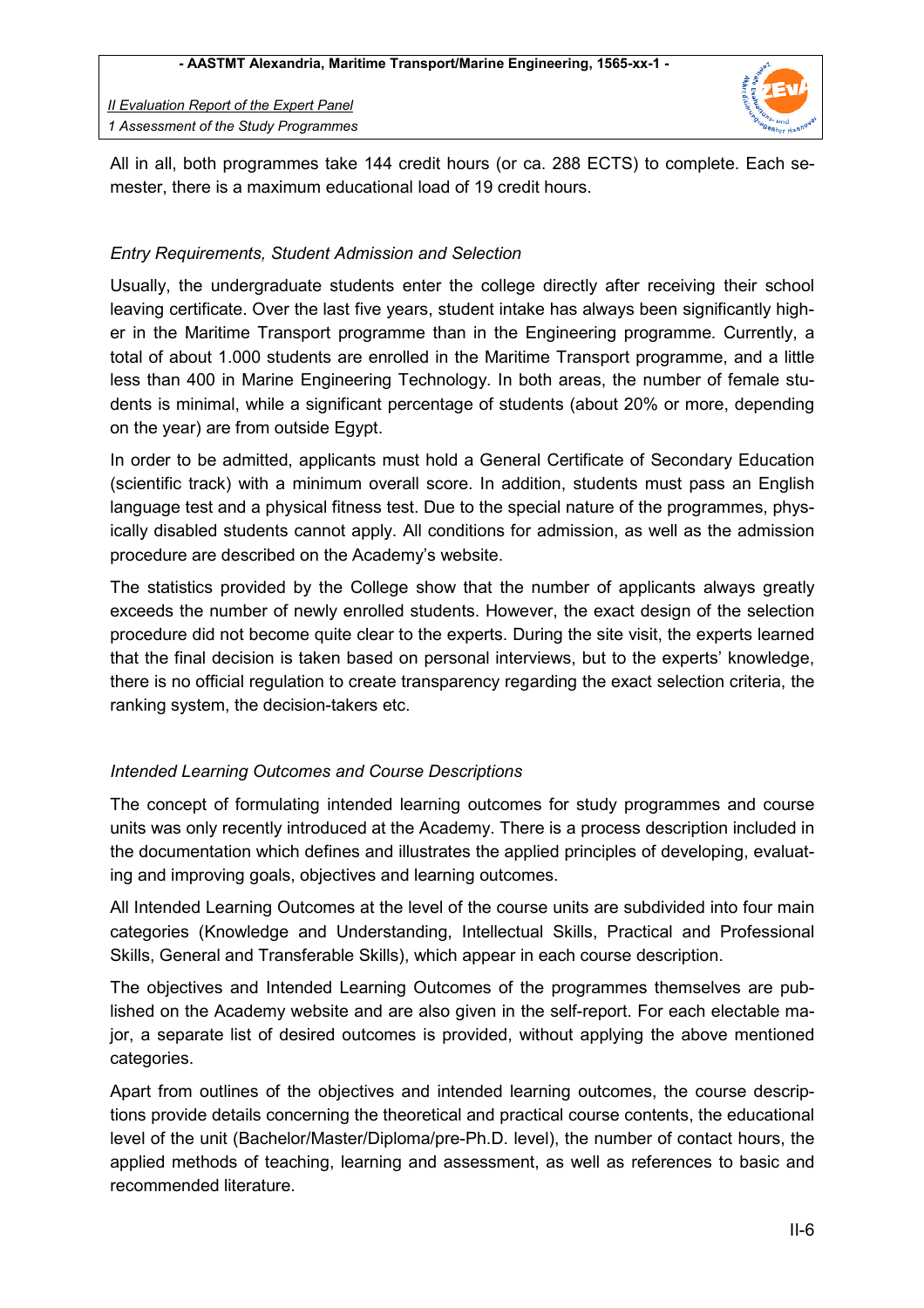All in all, both programmes take 144 credit hours (or ca. 288 ECTS) to complete. Each semester, there is a maximum educational load of 19 credit hours.

*Entry Requirements, Student Admission and Selection*

Usually, the undergraduate students enter the college directly after receiving their school leaving certificate. Over the last five years, student intake has always been significantly higher in the Maritime Transport programme than in the Engineering programme. Currently, a total of about 1.000 students are enrolled in the Maritime Transport programme, and a little less than 400 in Marine Engineering Technology. In both areas, the number of female students is minimal, while a significant percentage of students (about 20% or more, depending on the year) are from outside Egypt.

In order to be admitted, applicants must hold a General Certificate of Secondary Education (scientific track) with a minimum overall score. In addition, students must pass an English language test and a physical fitness test. Due to the special nature of the programmes, physically disabled students cannot apply. All conditions for admission, as well as the admission procedure are described on the Academy's website.

The statistics provided by the College show that the number of applicants always greatly exceeds the number of newly enrolled students. However, the exact design of the selection procedure did not become quite clear to the experts. During the site visit, the experts learned that the final decision is taken based on personal interviews, but to the experts' knowledge, there is no official regulation to create transparency regarding the exact selection criteria, the ranking system, the decision-takers etc.

*Intended Learning Outcomes and Course Descriptions*

The concept of formulating intended learning outcomes for study programmes and course units was only recently introduced at the Academy. There is a process description included in the documentation which defines and illustrates the applied principles of developing, evaluating and improving goals, objectives and learning outcomes.

All Intended Learning Outcomes at the level of the course units are subdivided into four main categories (Knowledge and Understanding, Intellectual Skills, Practical and Professional Skills, General and Transferable Skills), which appear in each course description.

The objectives and Intended Learning Outcomes of the programmes themselves are published on the Academy website and are also given in the self-report. For each electable major, a separate list of desired outcomes is provided, without applying the above mentioned categories.

Apart from outlines of the objectives and intended learning outcomes, the course descriptions provide details concerning the theoretical and practical course contents, the educational level of the unit (Bachelor/Master/Diploma/pre-Ph.D. level), the number of contact hours, the applied methods of teaching, learning and assessment, as well as references to basic and recommended literature.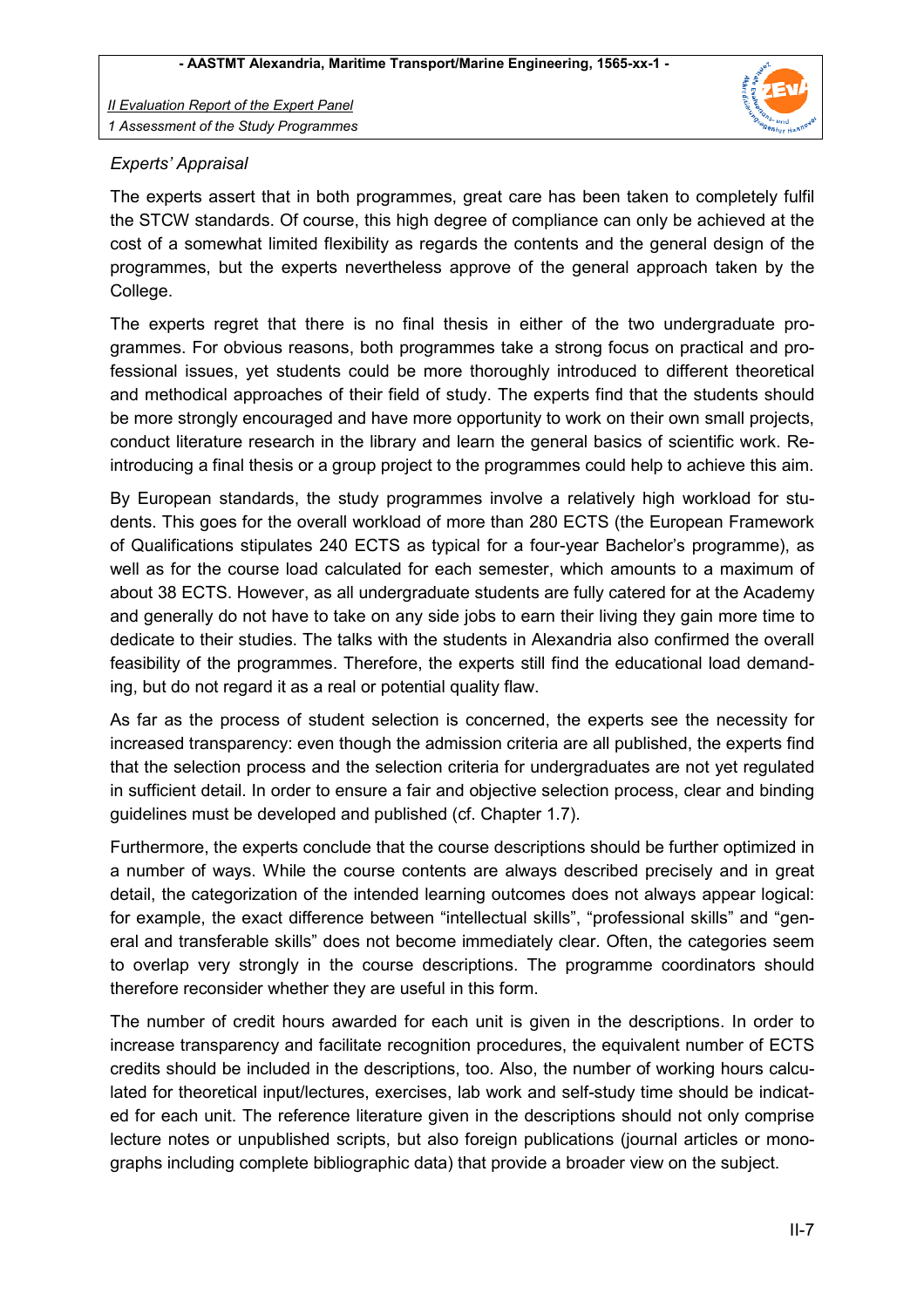*Experts' Appraisal*

The experts assert that in both programmes, great care has been taken to completely fulfil the STCW standards. Of course, this high degree of compliance can only be achieved at the cost of a somewhat limited flexibility as regards the contents and the general design of the programmes, but the experts nevertheless approve of the general approach taken by the College.

The experts regret that there is no final thesis in either of the two undergraduate programmes. For obvious reasons, both programmes take a strong focus on practical and professional issues, yet students could be more thoroughly introduced to different theoretical and methodical approaches of their field of study. The experts find that the students should be more strongly encouraged and have more opportunity to work on their own small projects, conduct literature research in the library and learn the general basics of scientific work. Reintroducing a final thesis or a group project to the programmes could help to achieve this aim.

By European standards, the study programmes involve a relatively high workload for students. This goes for the overall workload of more than 280 ECTS (the European Framework of Qualifications stipulates 240 ECTS as typical for a four-year Bachelor's programme), as well as for the course load calculated for each semester, which amounts to a maximum of about 38 ECTS. However, as all undergraduate students are fully catered for at the Academy and generally do not have to take on any side jobs to earn their living they gain more time to dedicate to their studies. The talks with the students in Alexandria also confirmed the overall feasibility of the programmes. Therefore, the experts still find the educational load demanding, but do not regard it as a real or potential quality flaw.

As far as the process of student selection is concerned, the experts see the necessity for increased transparency: even though the admission criteria are all published, the experts find that the selection process and the selection criteria for undergraduates are not yet regulated in sufficient detail. In order to ensure a fair and objective selection process, clear and binding guidelines must be developed and published (cf. Chapter 1.7).

Furthermore, the experts conclude that the course descriptions should be further optimized in a number of ways. While the course contents are always described precisely and in great detail, the categorization of the intended learning outcomes does not always appear logical: for example, the exact difference between "intellectual skills", "professional skills" and "general and transferable skills" does not become immediately clear. Often, the categories seem to overlap very strongly in the course descriptions. The programme coordinators should therefore reconsider whether they are useful in this form.

The number of credit hours awarded for each unit is given in the descriptions. In order to increase transparency and facilitate recognition procedures, the equivalent number of ECTS credits should be included in the descriptions, too. Also, the number of working hours calculated for theoretical input/lectures, exercises, lab work and self-study time should be indicated for each unit. The reference literature given in the descriptions should not only comprise lecture notes or unpublished scripts, but also foreign publications (journal articles or monographs including complete bibliographic data) that provide a broader view on the subject.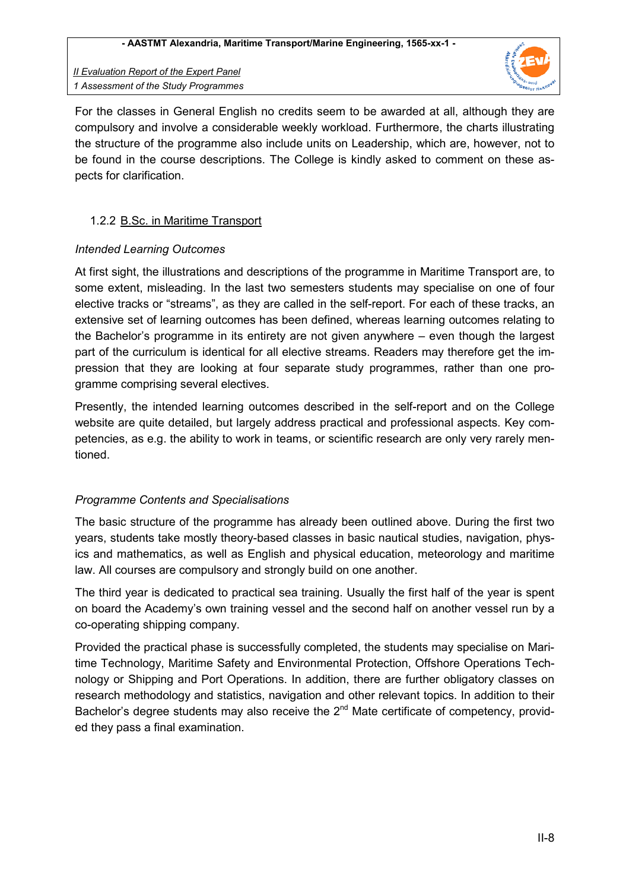For the classes in General English no credits seem to be awarded at all, although they are compulsory and involve a considerable weekly workload. Furthermore, the charts illustrating the structure of the programme also include units on Leadership, which are, however, not to be found in the course descriptions. The College is kindly asked to comment on these aspects for clarification.

### 1.2.2 B.Sc. in Maritime Transport

*Intended Learning Outcomes*

At first sight, the illustrations and descriptions of the programme in Maritime Transport are, to some extent, misleading. In the last two semesters students may specialise on one of four elective tracks or "streams", as they are called in the self-report. For each of these tracks, an extensive set of learning outcomes has been defined, whereas learning outcomes relating to the Bachelor's programme in its entirety are not given anywhere – even though the largest part of the curriculum is identical for all elective streams. Readers may therefore get the impression that they are looking at four separate study programmes, rather than one programme comprising several electives.

Presently, the intended learning outcomes described in the self-report and on the College website are quite detailed, but largely address practical and professional aspects. Key competencies, as e.g. the ability to work in teams, or scientific research are only very rarely mentioned.

*Programme Contents and Specialisations*

The basic structure of the programme has already been outlined above. During the first two years, students take mostly theory-based classes in basic nautical studies, navigation, physics and mathematics, as well as English and physical education, meteorology and maritime law. All courses are compulsory and strongly build on one another.

The third year is dedicated to practical sea training. Usually the first half of the year is spent on board the Academy's own training vessel and the second half on another vessel run by a co-operating shipping company.

Provided the practical phase is successfully completed, the students may specialise on Maritime Technology, Maritime Safety and Environmental Protection, Offshore Operations Technology or Shipping and Port Operations. In addition, there are further obligatory classes on research methodology and statistics, navigation and other relevant topics. In addition to their Bachelor's degree students may also receive the 2nd Mate certificate of competency, provided they pass a final examination.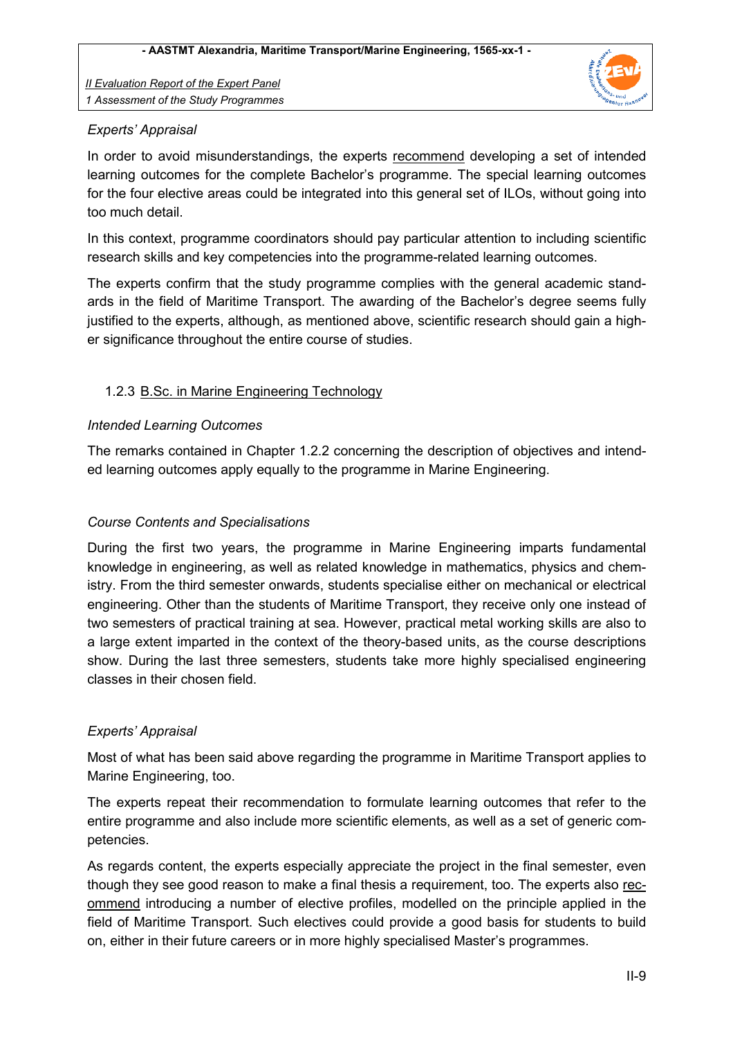*Experts' Appraisal*

In order to avoid misunderstandings, the experts <u>recommend</u> developing a set of intended learning outcomes for the complete Bachelor's programme. The special learning outcomes for the four elective areas could be integrated into this general set of ILOs, without going into too much detail.

In this context, programme coordinators should pay particular attention to including scientific research skills and key competencies into the programme-related learning outcomes.

The experts confirm that the study programme complies with the general academic standards in the field of Maritime Transport. The awarding of the Bachelor's degree seems fully justified to the experts, although, as mentioned above, scientific research should gain a higher significance throughout the entire course of studies.

### 1.2.3 <u>B.Sc. in Marine Engineering Technology</u>

*Intended Learning Outcomes*

The remarks contained in Chapter 1.2.2 concerning the description of objectives and intended learning outcomes apply equally to the programme in Marine Engineering.

*Course Contents and Specialisations*

During the first two years, the programme in Marine Engineering imparts fundamental knowledge in engineering, as well as related knowledge in mathematics, physics and chemistry. From the third semester onwards, students specialise either on mechanical or electrical engineering. Other than the students of Maritime Transport, they receive only one instead of two semesters of practical training at sea. However, practical metal working skills are also to a large extent imparted in the context of the theory-based units, as the course descriptions show. During the last three semesters, students take more highly specialised engineering classes in their chosen field.

*Experts' Appraisal*

Most of what has been said above regarding the programme in Maritime Transport applies to Marine Engineering, too.

The experts repeat their recommendation to formulate learning outcomes that refer to the entire programme and also include more scientific elements, as well as a set of generic competencies.

As regards content, the experts especially appreciate the project in the final semester, even though they see good reason to make a final thesis a requirement, too. The experts also <u>recommend</u> introducing a number of elective profiles, modelled on the principle applied in the field of Maritime Transport. Such electives could provide a good basis for students to build on, either in their future careers or in more highly specialised Master's programmes.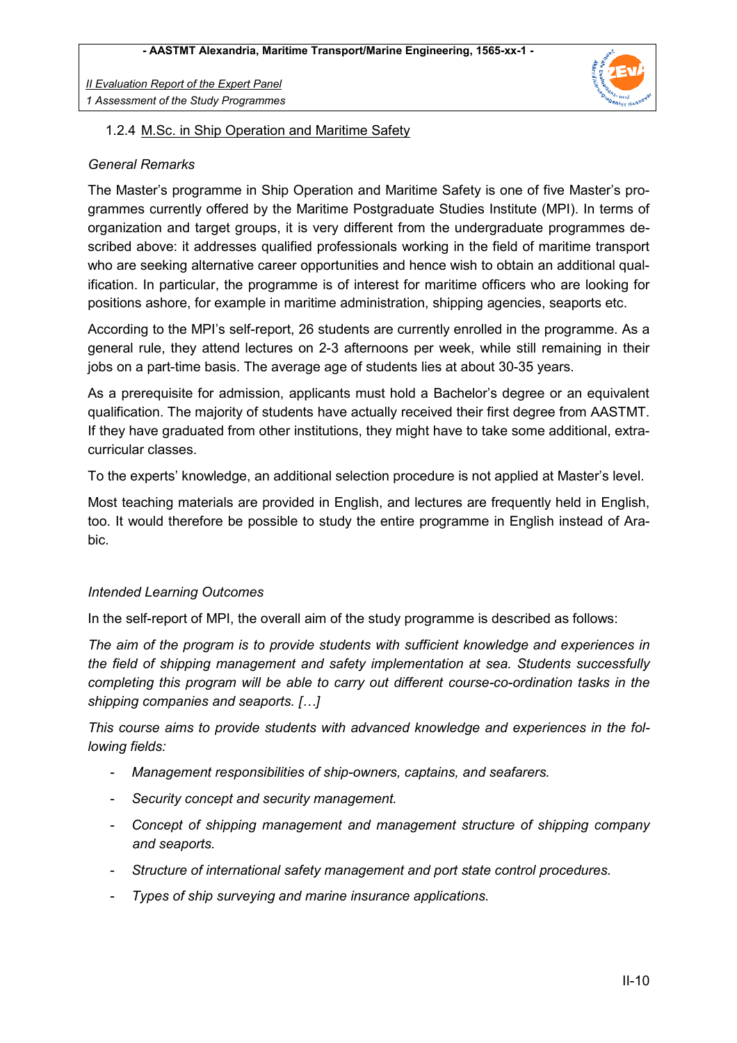### 1.2.4 M.Sc. in Ship Operation and Maritime Safety

*General Remarks*

The Master's programme in Ship Operation and Maritime Safety is one of five Master's programmes currently offered by the Maritime Postgraduate Studies Institute (MPI). In terms of organization and target groups, it is very different from the undergraduate programmes described above: it addresses qualified professionals working in the field of maritime transport who are seeking alternative career opportunities and hence wish to obtain an additional qualification. In particular, the programme is of interest for maritime officers who are looking for positions ashore, for example in maritime administration, shipping agencies, seaports etc.

According to the MPI's self-report, 26 students are currently enrolled in the programme. As a general rule, they attend lectures on 2-3 afternoons per week, while still remaining in their jobs on a part-time basis. The average age of students lies at about 30-35 years.

As a prerequisite for admission, applicants must hold a Bachelor's degree or an equivalent qualification. The majority of students have actually received their first degree from AASTMT. If they have graduated from other institutions, they might have to take some additional, extra-curricular classes.

To the experts' knowledge, an additional selection procedure is not applied at Master's level.

Most teaching materials are provided in English, and lectures are frequently held in English, too. It would therefore be possible to study the entire programme in English instead of Arabic.

*Intended Learning Outcomes*

In the self-report of MPI, the overall aim of the study programme is described as follows:

*The aim of the program is to provide students with sufficient knowledge and experiences in the field of shipping management and safety implementation at sea. Students successfully completing this program will be able to carry out different course-co-ordination tasks in the shipping companies and seaports. […]*

*This course aims to provide students with advanced knowledge and experiences in the following fields:*

- *Management responsibilities of ship-owners, captains, and seafarers.*
- *Security concept and security management.*
- *Concept of shipping management and management structure of shipping company and seaports.*
- *Structure of international safety management and port state control procedures.*
- *Types of ship surveying and marine insurance applications.*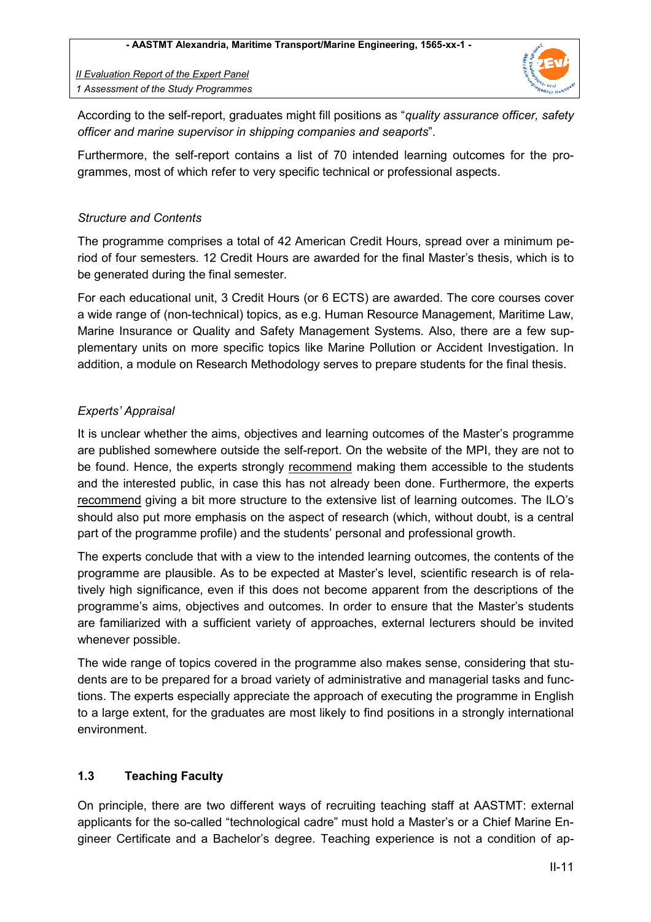According to the self-report, graduates might fill positions as "*quality assurance officer, safety officer and marine supervisor in shipping companies and seaports*".

Furthermore, the self-report contains a list of 70 intended learning outcomes for the programmes, most of which refer to very specific technical or professional aspects.

*Structure and Contents*

The programme comprises a total of 42 American Credit Hours, spread over a minimum period of four semesters. 12 Credit Hours are awarded for the final Master's thesis, which is to be generated during the final semester.

For each educational unit, 3 Credit Hours (or 6 ECTS) are awarded. The core courses cover a wide range of (non-technical) topics, as e.g. Human Resource Management, Maritime Law, Marine Insurance or Quality and Safety Management Systems. Also, there are a few supplementary units on more specific topics like Marine Pollution or Accident Investigation. In addition, a module on Research Methodology serves to prepare students for the final thesis.

*Experts' Appraisal*

It is unclear whether the aims, objectives and learning outcomes of the Master's programme are published somewhere outside the self-report. On the website of the MPI, they are not to be found. Hence, the experts strongly recommend making them accessible to the students and the interested public, in case this has not already been done. Furthermore, the experts recommend giving a bit more structure to the extensive list of learning outcomes. The ILO's should also put more emphasis on the aspect of research (which, without doubt, is a central part of the programme profile) and the students' personal and professional growth.

The experts conclude that with a view to the intended learning outcomes, the contents of the programme are plausible. As to be expected at Master's level, scientific research is of relatively high significance, even if this does not become apparent from the descriptions of the programme's aims, objectives and outcomes. In order to ensure that the Master's students are familiarized with a sufficient variety of approaches, external lecturers should be invited whenever possible.

The wide range of topics covered in the programme also makes sense, considering that students are to be prepared for a broad variety of administrative and managerial tasks and functions. The experts especially appreciate the approach of executing the programme in English to a large extent, for the graduates are most likely to find positions in a strongly international environment.

### 1.3 Teaching Faculty

On principle, there are two different ways of recruiting teaching staff at AASTMT: external applicants for the so-called "technological cadre" must hold a Master's or a Chief Marine Engineer Certificate and a Bachelor's degree. Teaching experience is not a condition of ap-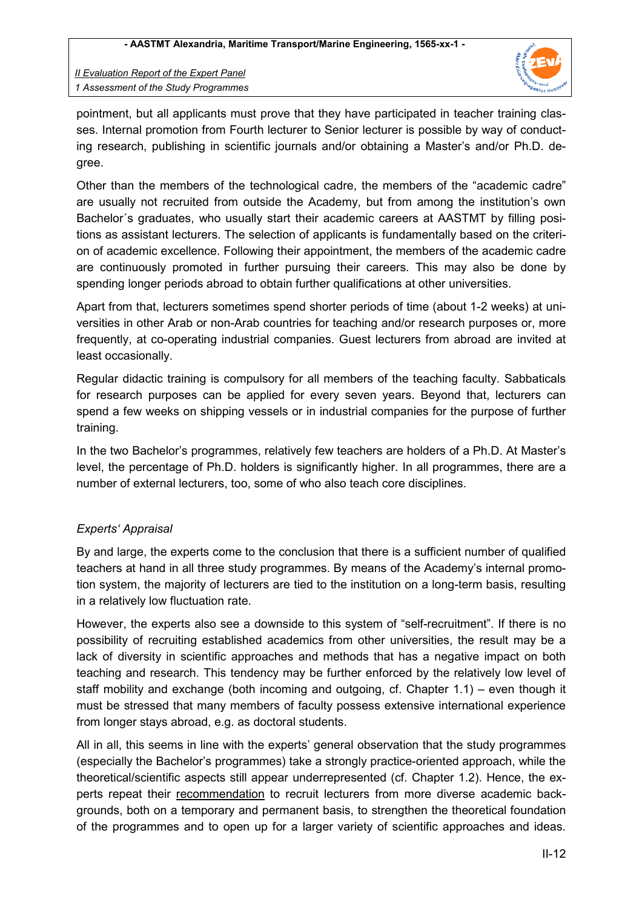pointment, but all applicants must prove that they have participated in teacher training classes. Internal promotion from Fourth lecturer to Senior lecturer is possible by way of conducting research, publishing in scientific journals and/or obtaining a Master's and/or Ph.D. degree.

Other than the members of the technological cadre, the members of the "academic cadre" are usually not recruited from outside the Academy, but from among the institution's own Bachelor´s graduates, who usually start their academic careers at AASTMT by filling positions as assistant lecturers. The selection of applicants is fundamentally based on the criterion of academic excellence. Following their appointment, the members of the academic cadre are continuously promoted in further pursuing their careers. This may also be done by spending longer periods abroad to obtain further qualifications at other universities.

Apart from that, lecturers sometimes spend shorter periods of time (about 1-2 weeks) at universities in other Arab or non-Arab countries for teaching and/or research purposes or, more frequently, at co-operating industrial companies. Guest lecturers from abroad are invited at least occasionally.

Regular didactic training is compulsory for all members of the teaching faculty. Sabbaticals for research purposes can be applied for every seven years. Beyond that, lecturers can spend a few weeks on shipping vessels or in industrial companies for the purpose of further training.

In the two Bachelor's programmes, relatively few teachers are holders of a Ph.D. At Master's level, the percentage of Ph.D. holders is significantly higher. In all programmes, there are a number of external lecturers, too, some of who also teach core disciplines.

*Experts' Appraisal*

By and large, the experts come to the conclusion that there is a sufficient number of qualified teachers at hand in all three study programmes. By means of the Academy's internal promotion system, the majority of lecturers are tied to the institution on a long-term basis, resulting in a relatively low fluctuation rate.

However, the experts also see a downside to this system of "self-recruitment". If there is no possibility of recruiting established academics from other universities, the result may be a lack of diversity in scientific approaches and methods that has a negative impact on both teaching and research. This tendency may be further enforced by the relatively low level of staff mobility and exchange (both incoming and outgoing, cf. Chapter 1.1) – even though it must be stressed that many members of faculty possess extensive international experience from longer stays abroad, e.g. as doctoral students.

All in all, this seems in line with the experts' general observation that the study programmes (especially the Bachelor's programmes) take a strongly practice-oriented approach, while the theoretical/scientific aspects still appear underrepresented (cf. Chapter 1.2). Hence, the experts repeat their <u>recommendation</u> to recruit lecturers from more diverse academic backgrounds, both on a temporary and permanent basis, to strengthen the theoretical foundation of the programmes and to open up for a larger variety of scientific approaches and ideas.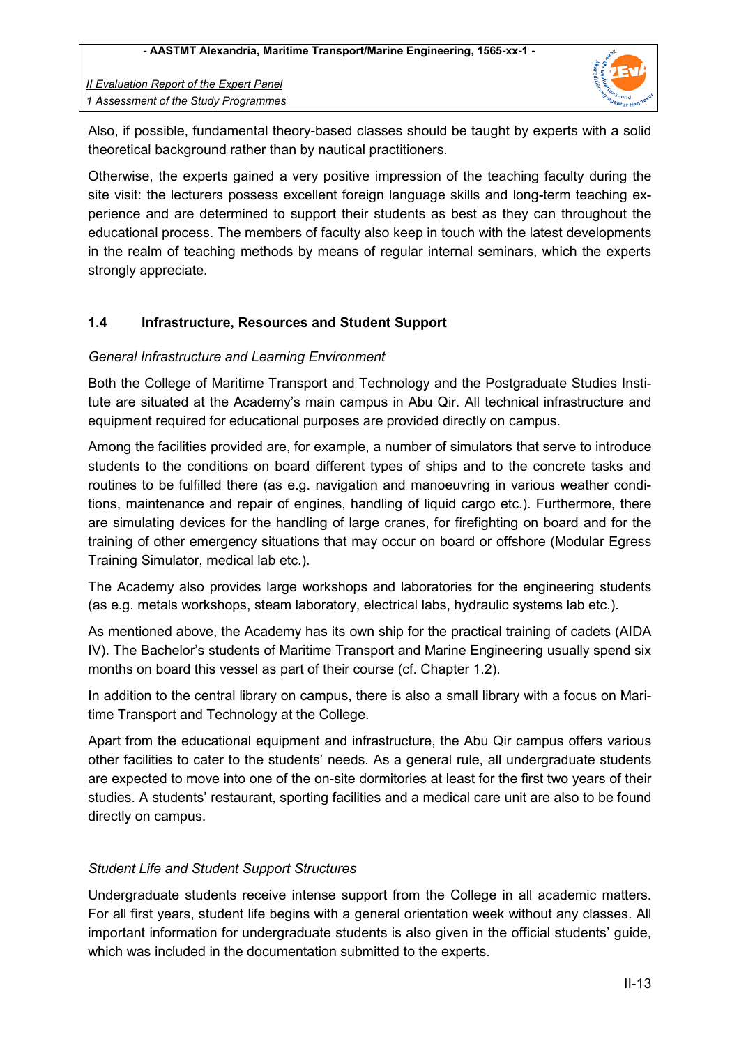Also, if possible, fundamental theory-based classes should be taught by experts with a solid theoretical background rather than by nautical practitioners.

Otherwise, the experts gained a very positive impression of the teaching faculty during the site visit: the lecturers possess excellent foreign language skills and long-term teaching experience and are determined to support their students as best as they can throughout the educational process. The members of faculty also keep in touch with the latest developments in the realm of teaching methods by means of regular internal seminars, which the experts strongly appreciate.

### 1.4 Infrastructure, Resources and Student Support

*General Infrastructure and Learning Environment*

Both the College of Maritime Transport and Technology and the Postgraduate Studies Institute are situated at the Academy's main campus in Abu Qir. All technical infrastructure and equipment required for educational purposes are provided directly on campus.

Among the facilities provided are, for example, a number of simulators that serve to introduce students to the conditions on board different types of ships and to the concrete tasks and routines to be fulfilled there (as e.g. navigation and manoeuvring in various weather conditions, maintenance and repair of engines, handling of liquid cargo etc.). Furthermore, there are simulating devices for the handling of large cranes, for firefighting on board and for the training of other emergency situations that may occur on board or offshore (Modular Egress Training Simulator, medical lab etc.).

The Academy also provides large workshops and laboratories for the engineering students (as e.g. metals workshops, steam laboratory, electrical labs, hydraulic systems lab etc.).

As mentioned above, the Academy has its own ship for the practical training of cadets (AIDA IV). The Bachelor's students of Maritime Transport and Marine Engineering usually spend six months on board this vessel as part of their course (cf. Chapter 1.2).

In addition to the central library on campus, there is also a small library with a focus on Maritime Transport and Technology at the College.

Apart from the educational equipment and infrastructure, the Abu Qir campus offers various other facilities to cater to the students' needs. As a general rule, all undergraduate students are expected to move into one of the on-site dormitories at least for the first two years of their studies. A students' restaurant, sporting facilities and a medical care unit are also to be found directly on campus.

*Student Life and Student Support Structures*

Undergraduate students receive intense support from the College in all academic matters. For all first years, student life begins with a general orientation week without any classes. All important information for undergraduate students is also given in the official students' guide, which was included in the documentation submitted to the experts.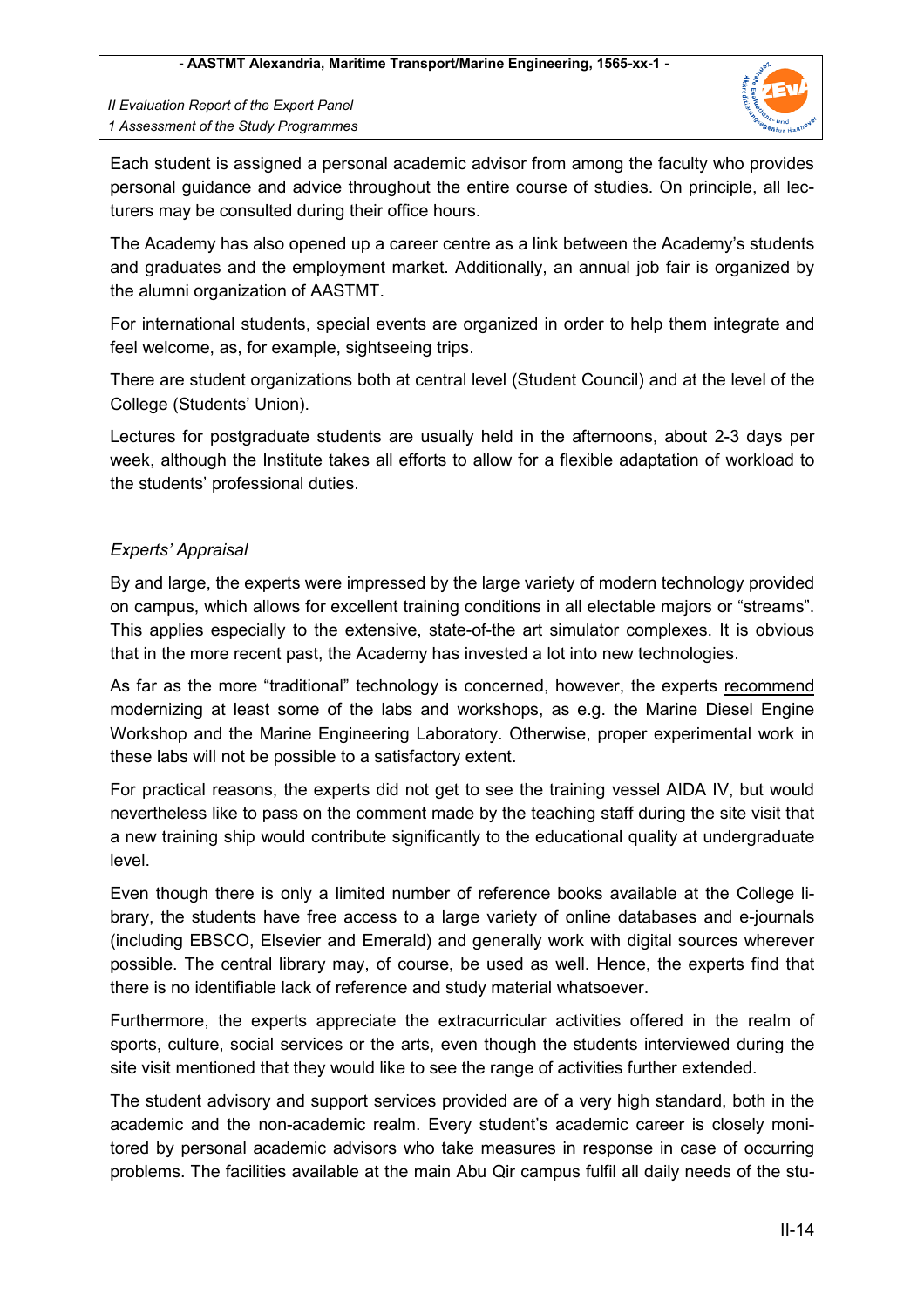Each student is assigned a personal academic advisor from among the faculty who provides personal guidance and advice throughout the entire course of studies. On principle, all lecturers may be consulted during their office hours.

The Academy has also opened up a career centre as a link between the Academy's students and graduates and the employment market. Additionally, an annual job fair is organized by the alumni organization of AASTMT.

For international students, special events are organized in order to help them integrate and feel welcome, as, for example, sightseeing trips.

There are student organizations both at central level (Student Council) and at the level of the College (Students' Union).

Lectures for postgraduate students are usually held in the afternoons, about 2-3 days per week, although the Institute takes all efforts to allow for a flexible adaptation of workload to the students' professional duties.

*Experts' Appraisal*

By and large, the experts were impressed by the large variety of modern technology provided on campus, which allows for excellent training conditions in all electable majors or "streams". This applies especially to the extensive, state-of-the art simulator complexes. It is obvious that in the more recent past, the Academy has invested a lot into new technologies.

As far as the more "traditional" technology is concerned, however, the experts recommend modernizing at least some of the labs and workshops, as e.g. the Marine Diesel Engine Workshop and the Marine Engineering Laboratory. Otherwise, proper experimental work in these labs will not be possible to a satisfactory extent.

For practical reasons, the experts did not get to see the training vessel AIDA IV, but would nevertheless like to pass on the comment made by the teaching staff during the site visit that a new training ship would contribute significantly to the educational quality at undergraduate level.

Even though there is only a limited number of reference books available at the College library, the students have free access to a large variety of online databases and e-journals (including EBSCO, Elsevier and Emerald) and generally work with digital sources wherever possible. The central library may, of course, be used as well. Hence, the experts find that there is no identifiable lack of reference and study material whatsoever.

Furthermore, the experts appreciate the extracurricular activities offered in the realm of sports, culture, social services or the arts, even though the students interviewed during the site visit mentioned that they would like to see the range of activities further extended.

The student advisory and support services provided are of a very high standard, both in the academic and the non-academic realm. Every student's academic career is closely monitored by personal academic advisors who take measures in response in case of occurring problems. The facilities available at the main Abu Qir campus fulfil all daily needs of the stu-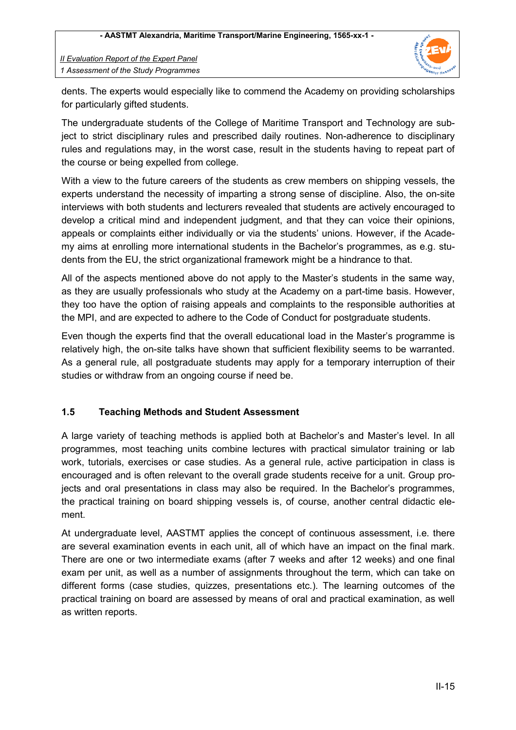dents. The experts would especially like to commend the Academy on providing scholarships for particularly gifted students.

The undergraduate students of the College of Maritime Transport and Technology are subject to strict disciplinary rules and prescribed daily routines. Non-adherence to disciplinary rules and regulations may, in the worst case, result in the students having to repeat part of the course or being expelled from college.

With a view to the future careers of the students as crew members on shipping vessels, the experts understand the necessity of imparting a strong sense of discipline. Also, the on-site interviews with both students and lecturers revealed that students are actively encouraged to develop a critical mind and independent judgment, and that they can voice their opinions, appeals or complaints either individually or via the students' unions. However, if the Academy aims at enrolling more international students in the Bachelor's programmes, as e.g. students from the EU, the strict organizational framework might be a hindrance to that.

All of the aspects mentioned above do not apply to the Master's students in the same way, as they are usually professionals who study at the Academy on a part-time basis. However, they too have the option of raising appeals and complaints to the responsible authorities at the MPI, and are expected to adhere to the Code of Conduct for postgraduate students.

Even though the experts find that the overall educational load in the Master's programme is relatively high, the on-site talks have shown that sufficient flexibility seems to be warranted. As a general rule, all postgraduate students may apply for a temporary interruption of their studies or withdraw from an ongoing course if need be.

### 1.5 Teaching Methods and Student Assessment

A large variety of teaching methods is applied both at Bachelor's and Master's level. In all programmes, most teaching units combine lectures with practical simulator training or lab work, tutorials, exercises or case studies. As a general rule, active participation in class is encouraged and is often relevant to the overall grade students receive for a unit. Group projects and oral presentations in class may also be required. In the Bachelor's programmes, the practical training on board shipping vessels is, of course, another central didactic element.

At undergraduate level, AASTMT applies the concept of continuous assessment, i.e. there are several examination events in each unit, all of which have an impact on the final mark. There are one or two intermediate exams (after 7 weeks and after 12 weeks) and one final exam per unit, as well as a number of assignments throughout the term, which can take on different forms (case studies, quizzes, presentations etc.). The learning outcomes of the practical training on board are assessed by means of oral and practical examination, as well as written reports.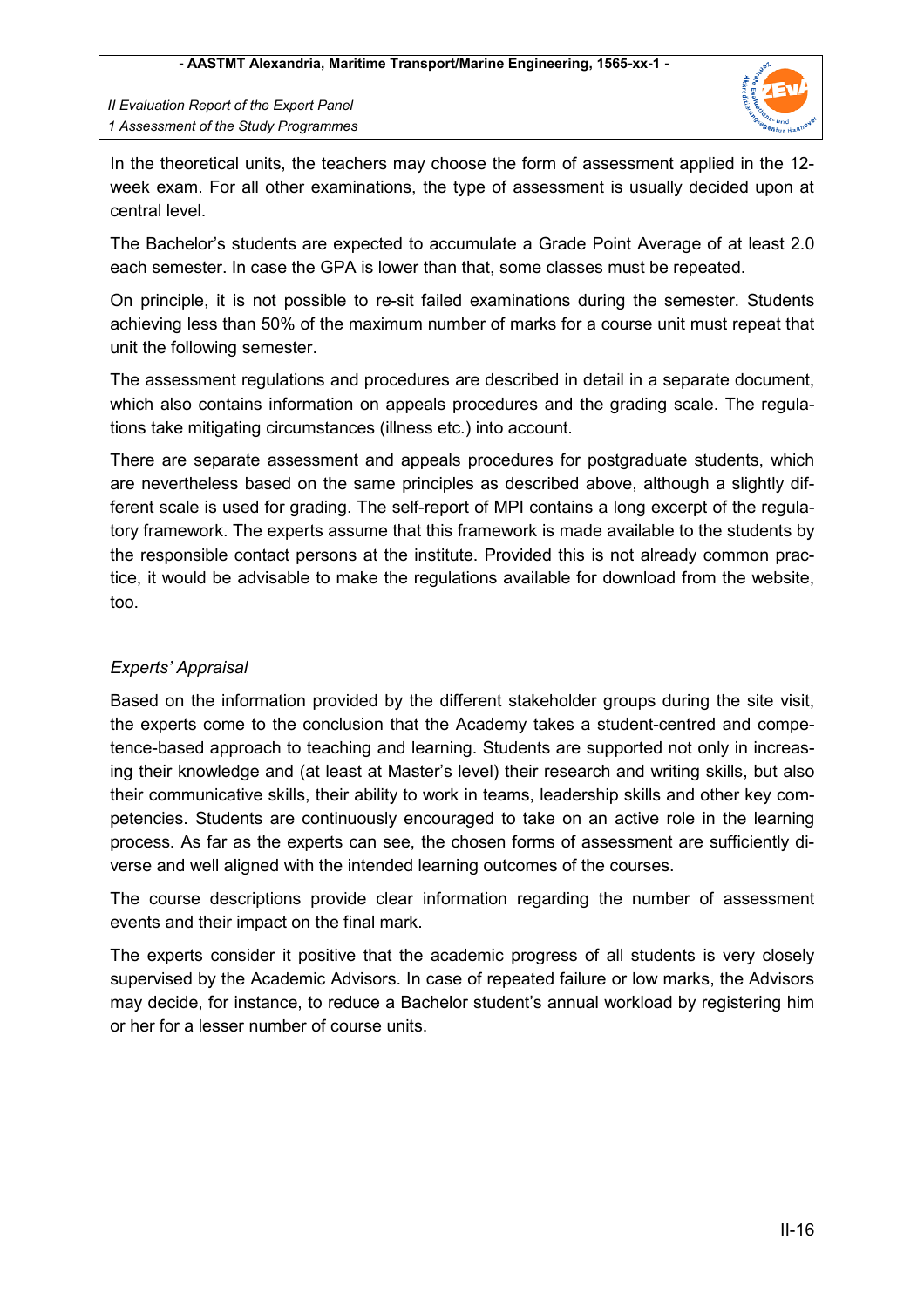In the theoretical units, the teachers may choose the form of assessment applied in the 12-week exam. For all other examinations, the type of assessment is usually decided upon at central level.

The Bachelor's students are expected to accumulate a Grade Point Average of at least 2.0 each semester. In case the GPA is lower than that, some classes must be repeated.

On principle, it is not possible to re-sit failed examinations during the semester. Students achieving less than 50% of the maximum number of marks for a course unit must repeat that unit the following semester.

The assessment regulations and procedures are described in detail in a separate document, which also contains information on appeals procedures and the grading scale. The regulations take mitigating circumstances (illness etc.) into account.

There are separate assessment and appeals procedures for postgraduate students, which are nevertheless based on the same principles as described above, although a slightly different scale is used for grading. The self-report of MPI contains a long excerpt of the regulatory framework. The experts assume that this framework is made available to the students by the responsible contact persons at the institute. Provided this is not already common practice, it would be advisable to make the regulations available for download from the website, too.

*Experts' Appraisal*

Based on the information provided by the different stakeholder groups during the site visit, the experts come to the conclusion that the Academy takes a student-centred and competence-based approach to teaching and learning. Students are supported not only in increasing their knowledge and (at least at Master's level) their research and writing skills, but also their communicative skills, their ability to work in teams, leadership skills and other key competencies. Students are continuously encouraged to take on an active role in the learning process. As far as the experts can see, the chosen forms of assessment are sufficiently diverse and well aligned with the intended learning outcomes of the courses.

The course descriptions provide clear information regarding the number of assessment events and their impact on the final mark.

The experts consider it positive that the academic progress of all students is very closely supervised by the Academic Advisors. In case of repeated failure or low marks, the Advisors may decide, for instance, to reduce a Bachelor student's annual workload by registering him or her for a lesser number of course units.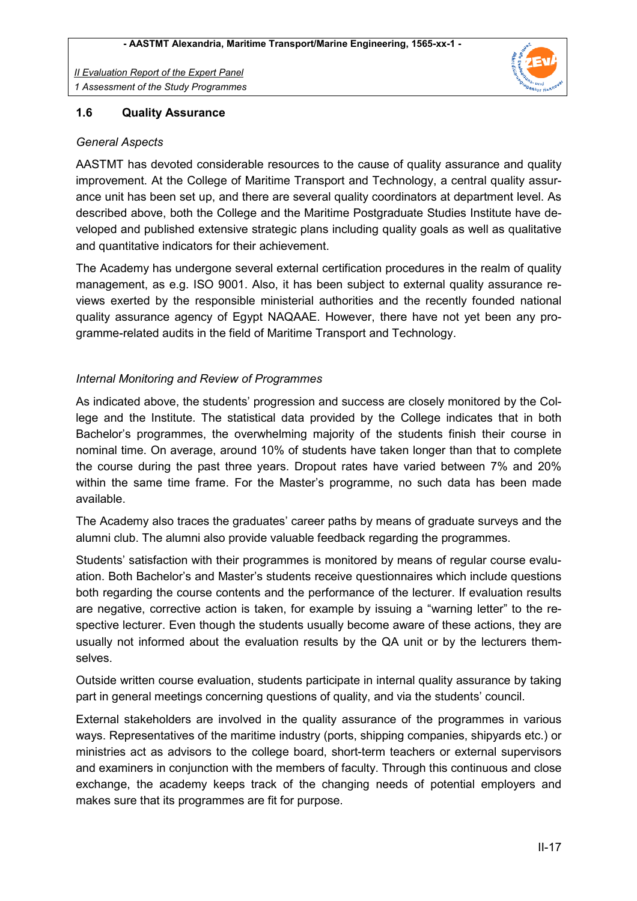### 1.6 Quality Assurance

*General Aspects*

AASTMT has devoted considerable resources to the cause of quality assurance and quality improvement. At the College of Maritime Transport and Technology, a central quality assurance unit has been set up, and there are several quality coordinators at department level. As described above, both the College and the Maritime Postgraduate Studies Institute have developed and published extensive strategic plans including quality goals as well as qualitative and quantitative indicators for their achievement.

The Academy has undergone several external certification procedures in the realm of quality management, as e.g. ISO 9001. Also, it has been subject to external quality assurance reviews exerted by the responsible ministerial authorities and the recently founded national quality assurance agency of Egypt NAQAAE. However, there have not yet been any programme-related audits in the field of Maritime Transport and Technology.

*Internal Monitoring and Review of Programmes*

As indicated above, the students' progression and success are closely monitored by the College and the Institute. The statistical data provided by the College indicates that in both Bachelor's programmes, the overwhelming majority of the students finish their course in nominal time. On average, around 10% of students have taken longer than that to complete the course during the past three years. Dropout rates have varied between 7% and 20% within the same time frame. For the Master's programme, no such data has been made available.

The Academy also traces the graduates' career paths by means of graduate surveys and the alumni club. The alumni also provide valuable feedback regarding the programmes.

Students' satisfaction with their programmes is monitored by means of regular course evaluation. Both Bachelor's and Master's students receive questionnaires which include questions both regarding the course contents and the performance of the lecturer. If evaluation results are negative, corrective action is taken, for example by issuing a "warning letter" to the respective lecturer. Even though the students usually become aware of these actions, they are usually not informed about the evaluation results by the QA unit or by the lecturers themselves.

Outside written course evaluation, students participate in internal quality assurance by taking part in general meetings concerning questions of quality, and via the students' council.

External stakeholders are involved in the quality assurance of the programmes in various ways. Representatives of the maritime industry (ports, shipping companies, shipyards etc.) or ministries act as advisors to the college board, short-term teachers or external supervisors and examiners in conjunction with the members of faculty. Through this continuous and close exchange, the academy keeps track of the changing needs of potential employers and makes sure that its programmes are fit for purpose.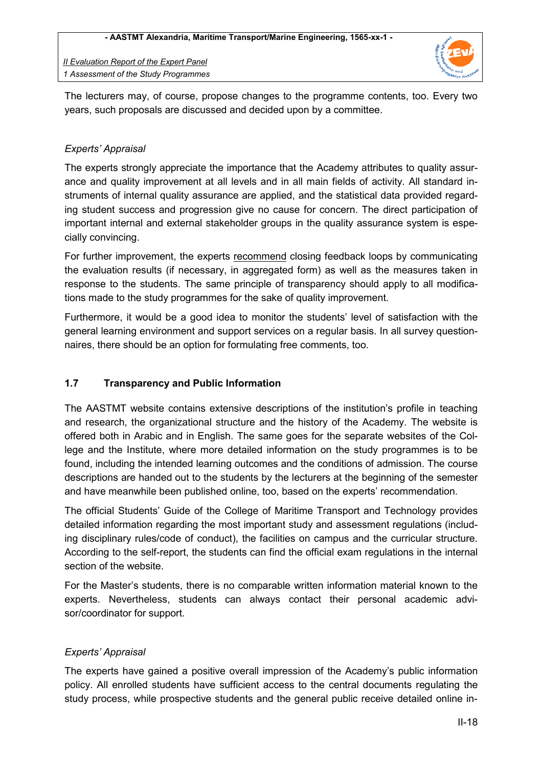The lecturers may, of course, propose changes to the programme contents, too. Every two years, such proposals are discussed and decided upon by a committee.

*Experts' Appraisal*

The experts strongly appreciate the importance that the Academy attributes to quality assurance and quality improvement at all levels and in all main fields of activity. All standard instruments of internal quality assurance are applied, and the statistical data provided regarding student success and progression give no cause for concern. The direct participation of important internal and external stakeholder groups in the quality assurance system is especially convincing.

For further improvement, the experts recommend closing feedback loops by communicating the evaluation results (if necessary, in aggregated form) as well as the measures taken in response to the students. The same principle of transparency should apply to all modifications made to the study programmes for the sake of quality improvement.

Furthermore, it would be a good idea to monitor the students' level of satisfaction with the general learning environment and support services on a regular basis. In all survey questionnaires, there should be an option for formulating free comments, too.

## 1.7 Transparency and Public Information

The AASTMT website contains extensive descriptions of the institution's profile in teaching and research, the organizational structure and the history of the Academy. The website is offered both in Arabic and in English. The same goes for the separate websites of the College and the Institute, where more detailed information on the study programmes is to be found, including the intended learning outcomes and the conditions of admission. The course descriptions are handed out to the students by the lecturers at the beginning of the semester and have meanwhile been published online, too, based on the experts' recommendation.

The official Students' Guide of the College of Maritime Transport and Technology provides detailed information regarding the most important study and assessment regulations (including disciplinary rules/code of conduct), the facilities on campus and the curricular structure. According to the self-report, the students can find the official exam regulations in the internal section of the website.

For the Master's students, there is no comparable written information material known to the experts. Nevertheless, students can always contact their personal academic advisor/coordinator for support.

*Experts' Appraisal*

The experts have gained a positive overall impression of the Academy's public information policy. All enrolled students have sufficient access to the central documents regulating the study process, while prospective students and the general public receive detailed online in-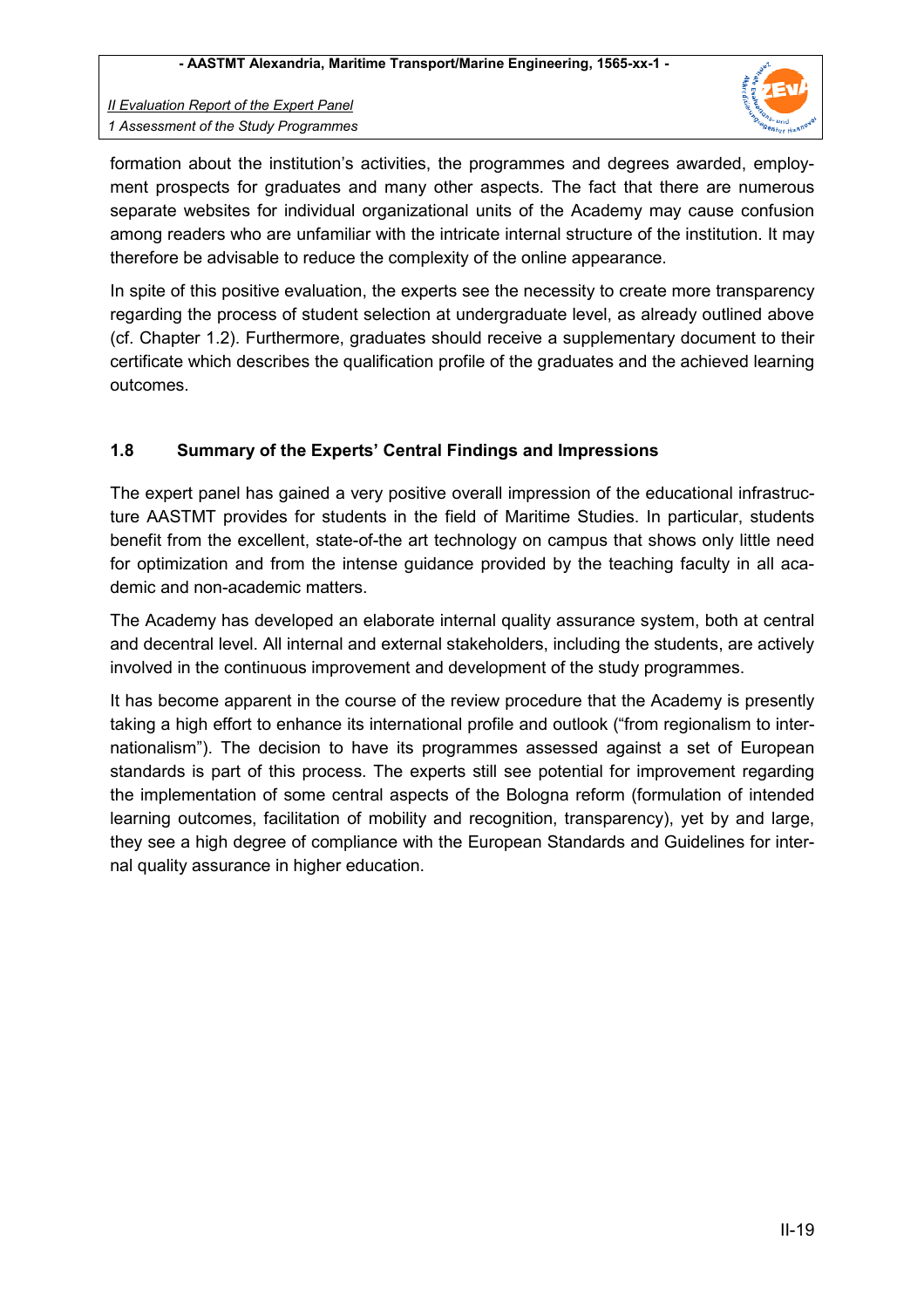formation about the institution's activities, the programmes and degrees awarded, employment prospects for graduates and many other aspects. The fact that there are numerous separate websites for individual organizational units of the Academy may cause confusion among readers who are unfamiliar with the intricate internal structure of the institution. It may therefore be advisable to reduce the complexity of the online appearance.

In spite of this positive evaluation, the experts see the necessity to create more transparency regarding the process of student selection at undergraduate level, as already outlined above (cf. Chapter 1.2). Furthermore, graduates should receive a supplementary document to their certificate which describes the qualification profile of the graduates and the achieved learning outcomes.

### 1.8 Summary of the Experts' Central Findings and Impressions

The expert panel has gained a very positive overall impression of the educational infrastructure AASTMT provides for students in the field of Maritime Studies. In particular, students benefit from the excellent, state-of-the art technology on campus that shows only little need for optimization and from the intense guidance provided by the teaching faculty in all academic and non-academic matters.

The Academy has developed an elaborate internal quality assurance system, both at central and decentral level. All internal and external stakeholders, including the students, are actively involved in the continuous improvement and development of the study programmes.

It has become apparent in the course of the review procedure that the Academy is presently taking a high effort to enhance its international profile and outlook ("from regionalism to internationalism"). The decision to have its programmes assessed against a set of European standards is part of this process. The experts still see potential for improvement regarding the implementation of some central aspects of the Bologna reform (formulation of intended learning outcomes, facilitation of mobility and recognition, transparency), yet by and large, they see a high degree of compliance with the European Standards and Guidelines for internal quality assurance in higher education.